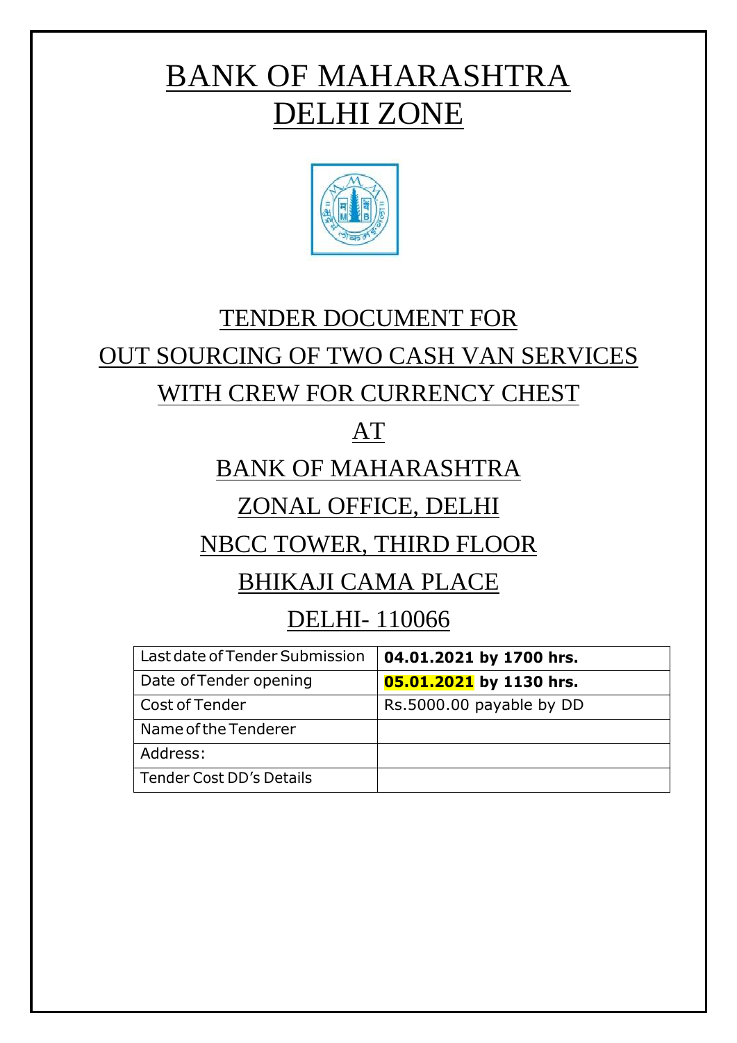# BANK OF MAHARASHTRA
# DELHI ZONE

## TENDER DOCUMENT FOR
## OUT SOURCING OF TWO CASH VAN SERVICES
## WITH CREW FOR CURRENCY CHEST
## AT
## BANK OF MAHARASHTRA
## ZONAL OFFICE, DELHI
## NBCC TOWER, THIRD FLOOR
## BHIKAJI CAMA PLACE
## DELHI- 110066

| Last date of Tender Submission | **04.01.2021 by 1700 hrs.** |
|---|---|
| Date of Tender opening | **05.01.2021 by 1130 hrs.** |
| Cost of Tender | Rs.5000.00 payable by DD |
| Name of the Tenderer | |
| Address: | |
| Tender Cost DD's Details | |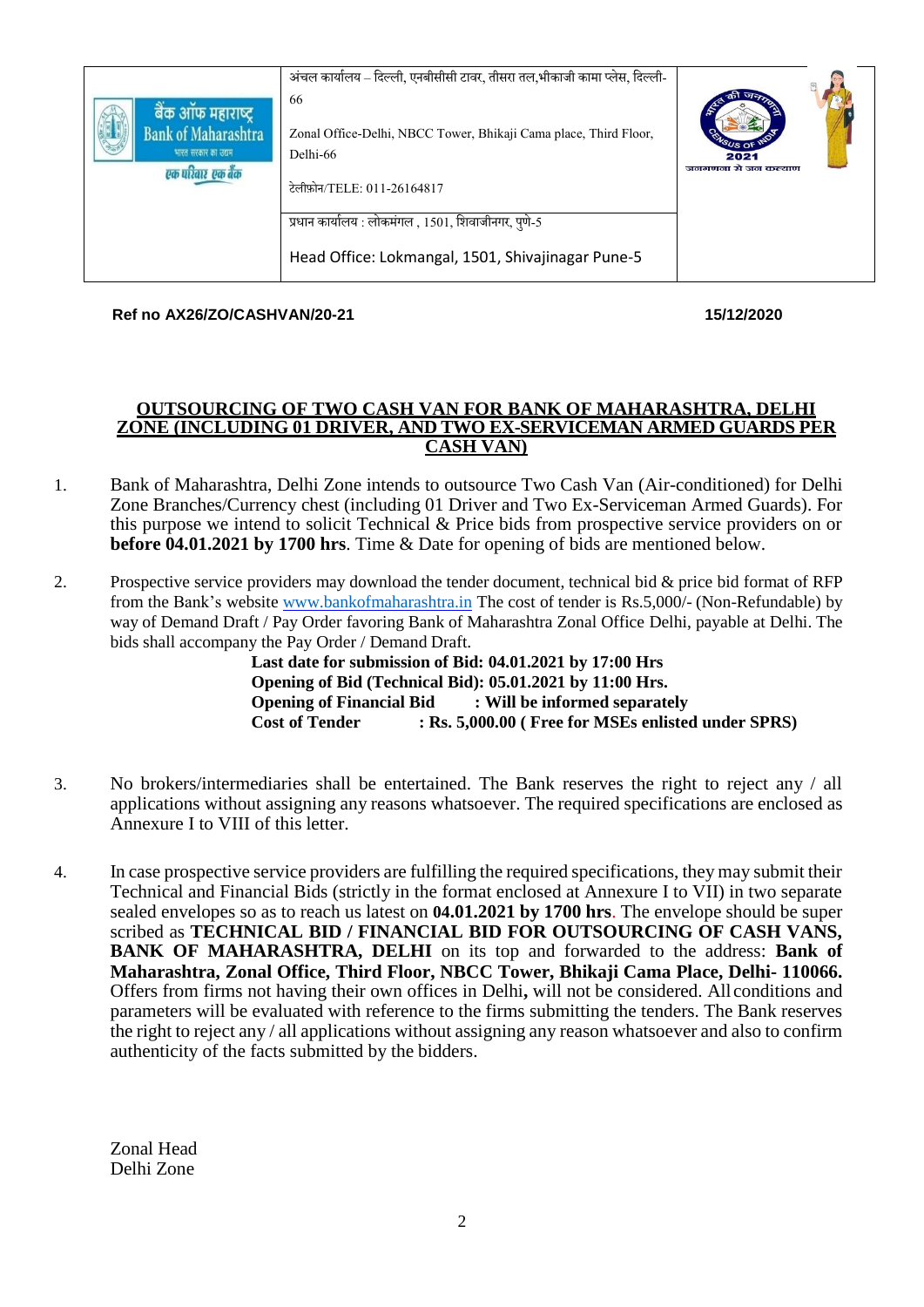| बैंक ऑफ महाराष्ट्र Bank of Maharashtra भारत सरकार का उद्यम एक परिवार एक बैंक | अंचल कार्यालय – दिल्ली, एनबीसीसी टावर, तीसरा तल,भीकाजी कामा प्लेस, दिल्ली-66<br><br>Zonal Office-Delhi, NBCC Tower, Bhikaji Cama place, Third Floor, Delhi-66<br><br>टेलीफ़ोन/TELE: 011-26164817 | भारत की जनगणना CENSUS OF INDIA 2021 जनगणना से जन कल्याण |
|---|---|---|
| | प्रधान कार्यालय : लोकमंगल , 1501, शिवाजीनगर, पुणे-5<br><br>Head Office: Lokmangal, 1501, Shivajinagar Pune-5 | |

**Ref no AX26/ZO/CASHVAN/20-21** **15/12/2020**

## OUTSOURCING OF TWO CASH VAN FOR BANK OF MAHARASHTRA, DELHI ZONE (INCLUDING 01 DRIVER, AND TWO EX-SERVICEMAN ARMED GUARDS PER CASH VAN)

1. Bank of Maharashtra, Delhi Zone intends to outsource Two Cash Van (Air-conditioned) for Delhi Zone Branches/Currency chest (including 01 Driver and Two Ex-Serviceman Armed Guards). For this purpose we intend to solicit Technical & Price bids from prospective service providers on or **before 04.01.2021 by 1700 hrs**. Time & Date for opening of bids are mentioned below.

2. Prospective service providers may download the tender document, technical bid & price bid format of RFP from the Bank's website [www.bankofmaharashtra.in](http://www.bankofmaharashtra.in) The cost of tender is Rs.5,000/- (Non-Refundable) by way of Demand Draft / Pay Order favoring Bank of Maharashtra Zonal Office Delhi, payable at Delhi. The bids shall accompany the Pay Order / Demand Draft.

   **Last date for submission of Bid: 04.01.2021 by 17:00 Hrs**
   **Opening of Bid (Technical Bid): 05.01.2021 by 11:00 Hrs.**
   **Opening of Financial Bid : Will be informed separately**
   **Cost of Tender : Rs. 5,000.00 ( Free for MSEs enlisted under SPRS)**

3. No brokers/intermediaries shall be entertained. The Bank reserves the right to reject any / all applications without assigning any reasons whatsoever. The required specifications are enclosed as Annexure I to VIII of this letter.

4. In case prospective service providers are fulfilling the required specifications, they may submit their Technical and Financial Bids (strictly in the format enclosed at Annexure I to VII) in two separate sealed envelopes so as to reach us latest on **04.01.2021 by 1700 hrs**. The envelope should be super scribed as **TECHNICAL BID / FINANCIAL BID FOR OUTSOURCING OF CASH VANS, BANK OF MAHARASHTRA, DELHI** on its top and forwarded to the address: **Bank of Maharashtra, Zonal Office, Third Floor, NBCC Tower, Bhikaji Cama Place, Delhi- 110066.** Offers from firms not having their own offices in Delhi**,** will not be considered. All conditions and parameters will be evaluated with reference to the firms submitting the tenders. The Bank reserves the right to reject any / all applications without assigning any reason whatsoever and also to confirm authenticity of the facts submitted by the bidders.

Zonal Head
Delhi Zone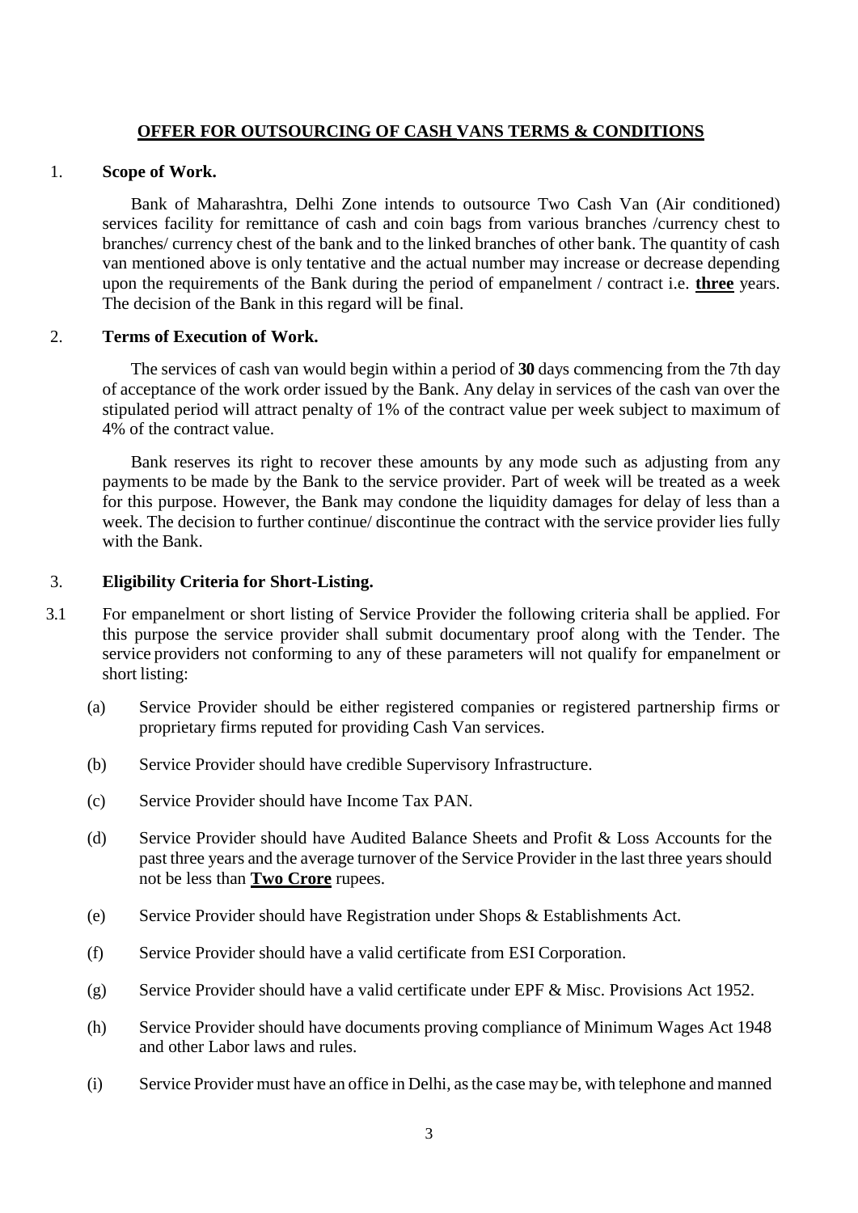## OFFER FOR OUTSOURCING OF CASH VANS TERMS & CONDITIONS

1. **Scope of Work.**

   Bank of Maharashtra, Delhi Zone intends to outsource Two Cash Van (Air conditioned) services facility for remittance of cash and coin bags from various branches /currency chest to branches/ currency chest of the bank and to the linked branches of other bank. The quantity of cash van mentioned above is only tentative and the actual number may increase or decrease depending upon the requirements of the Bank during the period of empanelment / contract i.e. **three** years. The decision of the Bank in this regard will be final.

2. **Terms of Execution of Work.**

   The services of cash van would begin within a period of **30** days commencing from the 7th day of acceptance of the work order issued by the Bank. Any delay in services of the cash van over the stipulated period will attract penalty of 1% of the contract value per week subject to maximum of 4% of the contract value.

   Bank reserves its right to recover these amounts by any mode such as adjusting from any payments to be made by the Bank to the service provider. Part of week will be treated as a week for this purpose. However, the Bank may condone the liquidity damages for delay of less than a week. The decision to further continue/ discontinue the contract with the service provider lies fully with the Bank.

3. **Eligibility Criteria for Short-Listing.**

3.1 For empanelment or short listing of Service Provider the following criteria shall be applied. For this purpose the service provider shall submit documentary proof along with the Tender. The service providers not conforming to any of these parameters will not qualify for empanelment or short listing:

   (a) Service Provider should be either registered companies or registered partnership firms or proprietary firms reputed for providing Cash Van services.

   (b) Service Provider should have credible Supervisory Infrastructure.

   (c) Service Provider should have Income Tax PAN.

   (d) Service Provider should have Audited Balance Sheets and Profit & Loss Accounts for the past three years and the average turnover of the Service Provider in the last three years should not be less than **Two Crore** rupees.

   (e) Service Provider should have Registration under Shops & Establishments Act.

   (f) Service Provider should have a valid certificate from ESI Corporation.

   (g) Service Provider should have a valid certificate under EPF & Misc. Provisions Act 1952.

   (h) Service Provider should have documents proving compliance of Minimum Wages Act 1948 and other Labor laws and rules.

   (i) Service Provider must have an office in Delhi, as the case may be, with telephone and manned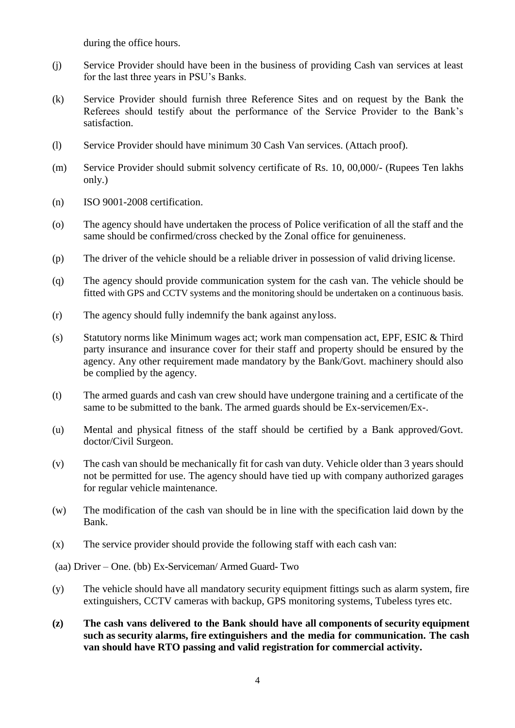during the office hours.

(j) Service Provider should have been in the business of providing Cash van services at least for the last three years in PSU's Banks.

(k) Service Provider should furnish three Reference Sites and on request by the Bank the Referees should testify about the performance of the Service Provider to the Bank's satisfaction.

(l) Service Provider should have minimum 30 Cash Van services. (Attach proof).

(m) Service Provider should submit solvency certificate of Rs. 10, 00,000/- (Rupees Ten lakhs only.)

(n) ISO 9001-2008 certification.

(o) The agency should have undertaken the process of Police verification of all the staff and the same should be confirmed/cross checked by the Zonal office for genuineness.

(p) The driver of the vehicle should be a reliable driver in possession of valid driving license.

(q) The agency should provide communication system for the cash van. The vehicle should be fitted with GPS and CCTV systems and the monitoring should be undertaken on a continuous basis.

(r) The agency should fully indemnify the bank against anyloss.

(s) Statutory norms like Minimum wages act; work man compensation act, EPF, ESIC & Third party insurance and insurance cover for their staff and property should be ensured by the agency. Any other requirement made mandatory by the Bank/Govt. machinery should also be complied by the agency.

(t) The armed guards and cash van crew should have undergone training and a certificate of the same to be submitted to the bank. The armed guards should be Ex-servicemen/Ex-.

(u) Mental and physical fitness of the staff should be certified by a Bank approved/Govt. doctor/Civil Surgeon.

(v) The cash van should be mechanically fit for cash van duty. Vehicle older than 3 years should not be permitted for use. The agency should have tied up with company authorized garages for regular vehicle maintenance.

(w) The modification of the cash van should be in line with the specification laid down by the Bank.

(x) The service provider should provide the following staff with each cash van:

(aa) Driver – One. (bb) Ex-Serviceman/ Armed Guard- Two

(y) The vehicle should have all mandatory security equipment fittings such as alarm system, fire extinguishers, CCTV cameras with backup, GPS monitoring systems, Tubeless tyres etc.

**(z) The cash vans delivered to the Bank should have all components of security equipment such as security alarms, fire extinguishers and the media for communication. The cash van should have RTO passing and valid registration for commercial activity.**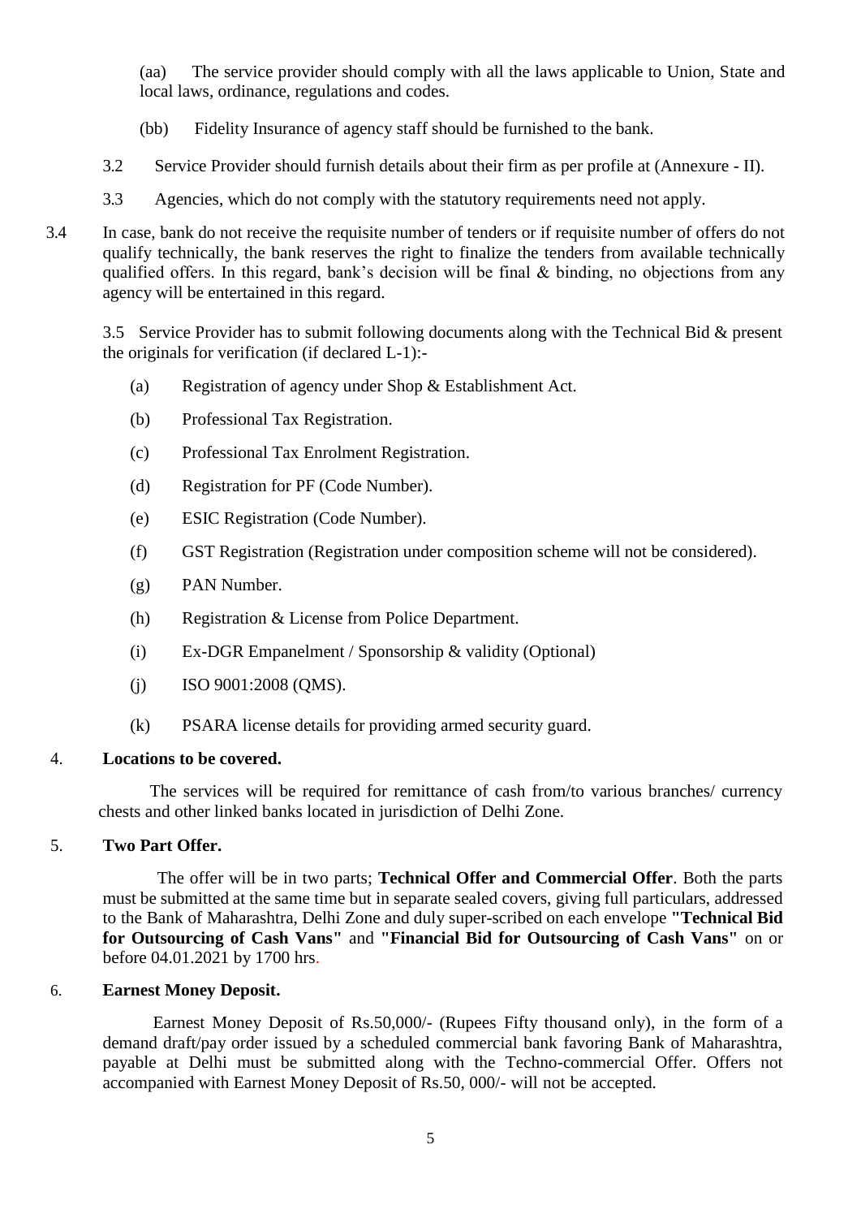(aa) The service provider should comply with all the laws applicable to Union, State and local laws, ordinance, regulations and codes.

(bb) Fidelity Insurance of agency staff should be furnished to the bank.

3.2 Service Provider should furnish details about their firm as per profile at (Annexure - II).

3.3 Agencies, which do not comply with the statutory requirements need not apply.

3.4 In case, bank do not receive the requisite number of tenders or if requisite number of offers do not qualify technically, the bank reserves the right to finalize the tenders from available technically qualified offers. In this regard, bank's decision will be final & binding, no objections from any agency will be entertained in this regard.

3.5 Service Provider has to submit following documents along with the Technical Bid & present the originals for verification (if declared L-1):-

- (a) Registration of agency under Shop & Establishment Act.
- (b) Professional Tax Registration.
- (c) Professional Tax Enrolment Registration.
- (d) Registration for PF (Code Number).
- (e) ESIC Registration (Code Number).
- (f) GST Registration (Registration under composition scheme will not be considered).
- (g) PAN Number.
- (h) Registration & License from Police Department.
- (i) Ex-DGR Empanelment / Sponsorship & validity (Optional)
- (j) ISO 9001:2008 (QMS).
- (k) PSARA license details for providing armed security guard.

## 4. Locations to be covered.

The services will be required for remittance of cash from/to various branches/ currency chests and other linked banks located in jurisdiction of Delhi Zone.

## 5. Two Part Offer.

The offer will be in two parts; **Technical Offer and Commercial Offer**. Both the parts must be submitted at the same time but in separate sealed covers, giving full particulars, addressed to the Bank of Maharashtra, Delhi Zone and duly super-scribed on each envelope **"Technical Bid for Outsourcing of Cash Vans"** and **"Financial Bid for Outsourcing of Cash Vans"** on or before 04.01.2021 by 1700 hrs.

## 6. Earnest Money Deposit.

Earnest Money Deposit of Rs.50,000/- (Rupees Fifty thousand only), in the form of a demand draft/pay order issued by a scheduled commercial bank favoring Bank of Maharashtra, payable at Delhi must be submitted along with the Techno-commercial Offer. Offers not accompanied with Earnest Money Deposit of Rs.50, 000/- will not be accepted.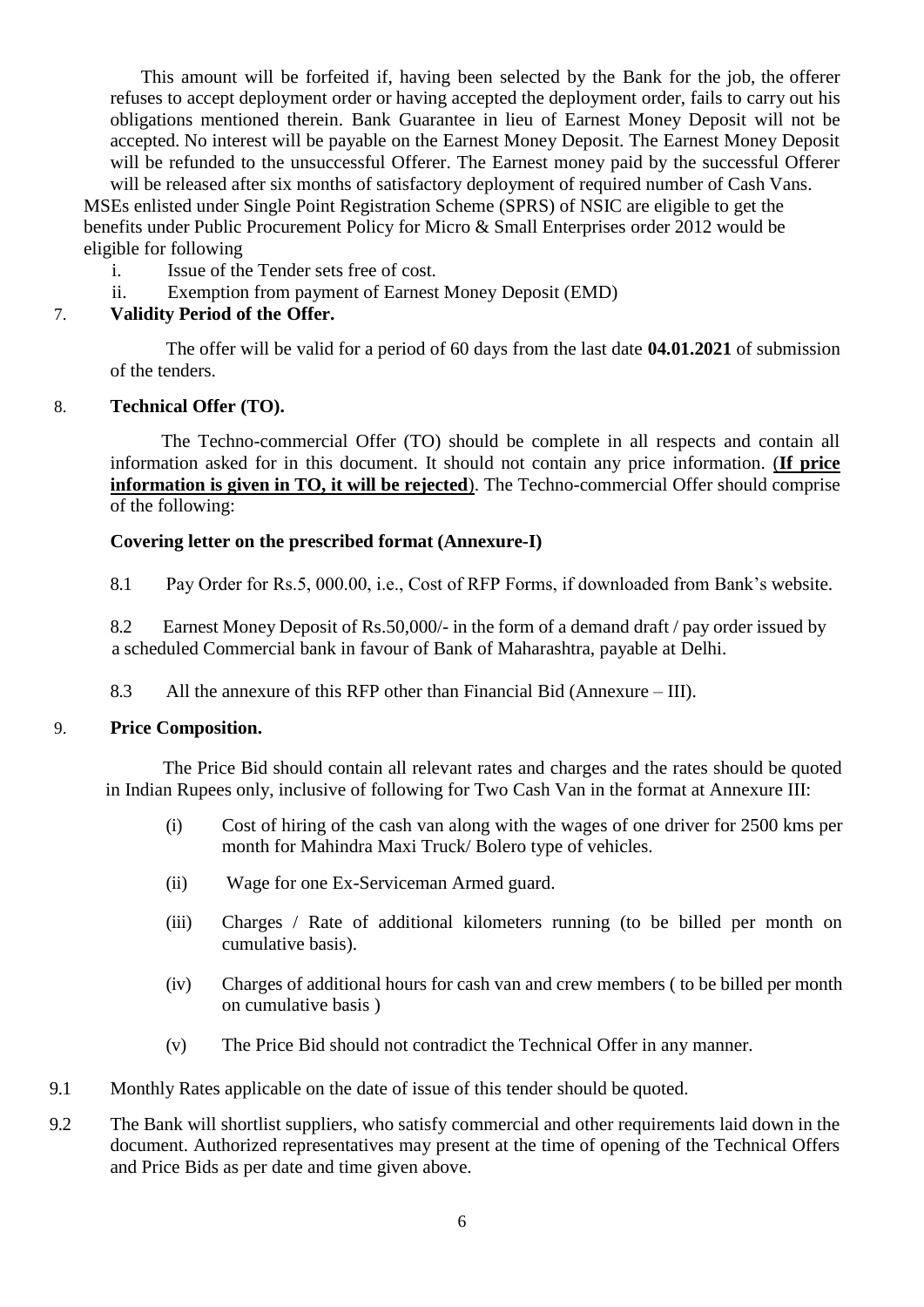This amount will be forfeited if, having been selected by the Bank for the job, the offerer refuses to accept deployment order or having accepted the deployment order, fails to carry out his obligations mentioned therein. Bank Guarantee in lieu of Earnest Money Deposit will not be accepted. No interest will be payable on the Earnest Money Deposit. The Earnest Money Deposit will be refunded to the unsuccessful Offerer. The Earnest money paid by the successful Offerer will be released after six months of satisfactory deployment of required number of Cash Vans.

MSEs enlisted under Single Point Registration Scheme (SPRS) of NSIC are eligible to get the benefits under Public Procurement Policy for Micro & Small Enterprises order 2012 would be eligible for following

i. Issue of the Tender sets free of cost.
ii. Exemption from payment of Earnest Money Deposit (EMD)

7. **Validity Period of the Offer.**

The offer will be valid for a period of 60 days from the last date **04.01.2021** of submission of the tenders.

8. **Technical Offer (TO).**

The Techno-commercial Offer (TO) should be complete in all respects and contain all information asked for in this document. It should not contain any price information. (**If price information is given in TO, it will be rejected**). The Techno-commercial Offer should comprise of the following:

**Covering letter on the prescribed format (Annexure-I)**

8.1 Pay Order for Rs.5, 000.00, i.e., Cost of RFP Forms, if downloaded from Bank's website.

8.2 Earnest Money Deposit of Rs.50,000/- in the form of a demand draft / pay order issued by a scheduled Commercial bank in favour of Bank of Maharashtra, payable at Delhi.

8.3 All the annexure of this RFP other than Financial Bid (Annexure – III).

9. **Price Composition.**

The Price Bid should contain all relevant rates and charges and the rates should be quoted in Indian Rupees only, inclusive of following for Two Cash Van in the format at Annexure III:

(i) Cost of hiring of the cash van along with the wages of one driver for 2500 kms per month for Mahindra Maxi Truck/ Bolero type of vehicles.

(ii) Wage for one Ex-Serviceman Armed guard.

(iii) Charges / Rate of additional kilometers running (to be billed per month on cumulative basis).

(iv) Charges of additional hours for cash van and crew members ( to be billed per month on cumulative basis )

(v) The Price Bid should not contradict the Technical Offer in any manner.

9.1 Monthly Rates applicable on the date of issue of this tender should be quoted.

9.2 The Bank will shortlist suppliers, who satisfy commercial and other requirements laid down in the document. Authorized representatives may present at the time of opening of the Technical Offers and Price Bids as per date and time given above.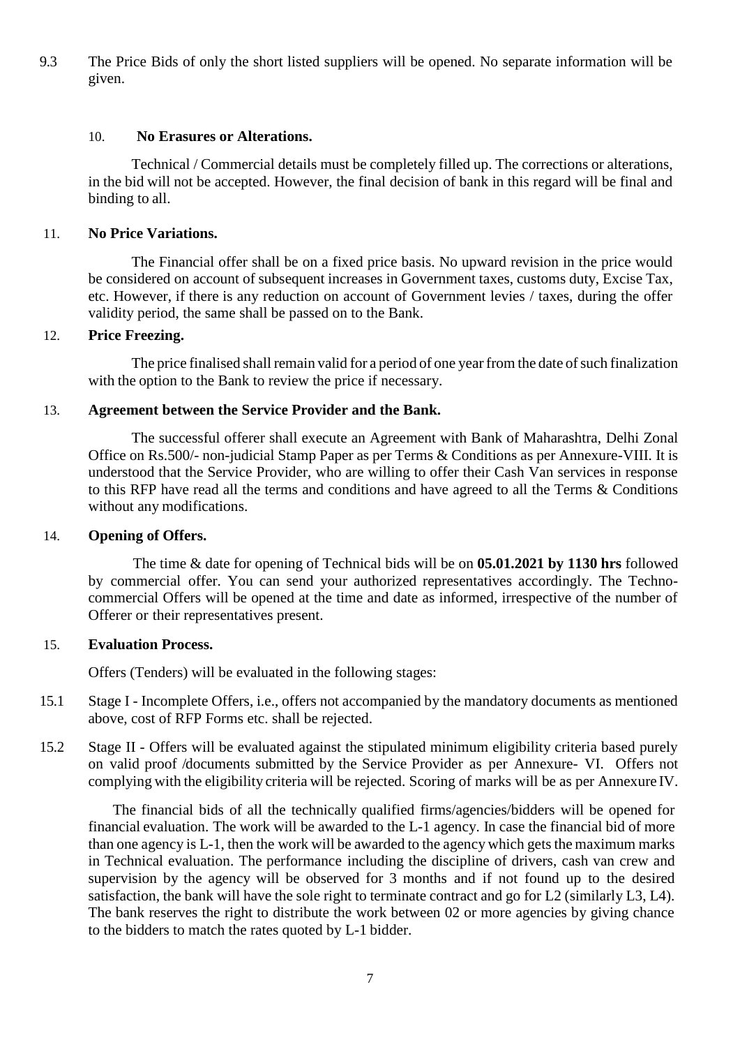9.3 The Price Bids of only the short listed suppliers will be opened. No separate information will be given.

## 10. No Erasures or Alterations.

Technical / Commercial details must be completely filled up. The corrections or alterations, in the bid will not be accepted. However, the final decision of bank in this regard will be final and binding to all.

## 11. No Price Variations.

The Financial offer shall be on a fixed price basis. No upward revision in the price would be considered on account of subsequent increases in Government taxes, customs duty, Excise Tax, etc. However, if there is any reduction on account of Government levies / taxes, during the offer validity period, the same shall be passed on to the Bank.

## 12. Price Freezing.

The price finalised shall remain valid for a period of one year from the date of such finalization with the option to the Bank to review the price if necessary.

## 13. Agreement between the Service Provider and the Bank.

The successful offerer shall execute an Agreement with Bank of Maharashtra, Delhi Zonal Office on Rs.500/- non-judicial Stamp Paper as per Terms & Conditions as per Annexure-VIII. It is understood that the Service Provider, who are willing to offer their Cash Van services in response to this RFP have read all the terms and conditions and have agreed to all the Terms & Conditions without any modifications.

## 14. Opening of Offers.

The time & date for opening of Technical bids will be on **05.01.2021 by 1130 hrs** followed by commercial offer. You can send your authorized representatives accordingly. The Techno-commercial Offers will be opened at the time and date as informed, irrespective of the number of Offerer or their representatives present.

## 15. Evaluation Process.

Offers (Tenders) will be evaluated in the following stages:

15.1 Stage I - Incomplete Offers, i.e., offers not accompanied by the mandatory documents as mentioned above, cost of RFP Forms etc. shall be rejected.

15.2 Stage II - Offers will be evaluated against the stipulated minimum eligibility criteria based purely on valid proof /documents submitted by the Service Provider as per Annexure- VI. Offers not complying with the eligibility criteria will be rejected. Scoring of marks will be as per Annexure IV.

The financial bids of all the technically qualified firms/agencies/bidders will be opened for financial evaluation. The work will be awarded to the L-1 agency. In case the financial bid of more than one agency is L-1, then the work will be awarded to the agency which gets the maximum marks in Technical evaluation. The performance including the discipline of drivers, cash van crew and supervision by the agency will be observed for 3 months and if not found up to the desired satisfaction, the bank will have the sole right to terminate contract and go for L2 (similarly L3, L4). The bank reserves the right to distribute the work between 02 or more agencies by giving chance to the bidders to match the rates quoted by L-1 bidder.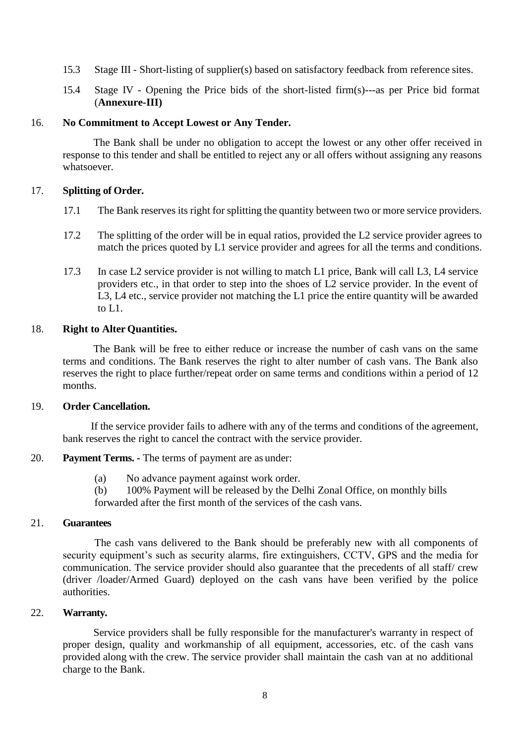15.3 Stage III - Short-listing of supplier(s) based on satisfactory feedback from reference sites.

15.4 Stage IV - Opening the Price bids of the short-listed firm(s)---as per Price bid format (**Annexure-III)**

16. **No Commitment to Accept Lowest or Any Tender.**

The Bank shall be under no obligation to accept the lowest or any other offer received in response to this tender and shall be entitled to reject any or all offers without assigning any reasons whatsoever.

17. **Splitting of Order.**

17.1 The Bank reserves its right for splitting the quantity between two or more service providers.

17.2 The splitting of the order will be in equal ratios, provided the L2 service provider agrees to match the prices quoted by L1 service provider and agrees for all the terms and conditions.

17.3 In case L2 service provider is not willing to match L1 price, Bank will call L3, L4 service providers etc., in that order to step into the shoes of L2 service provider. In the event of L3, L4 etc., service provider not matching the L1 price the entire quantity will be awarded to L1.

18. **Right to Alter Quantities.**

The Bank will be free to either reduce or increase the number of cash vans on the same terms and conditions. The Bank reserves the right to alter number of cash vans. The Bank also reserves the right to place further/repeat order on same terms and conditions within a period of 12 months.

19. **Order Cancellation.**

If the service provider fails to adhere with any of the terms and conditions of the agreement, bank reserves the right to cancel the contract with the service provider.

20. **Payment Terms.** - The terms of payment are as under:

(a) No advance payment against work order.

(b) 100% Payment will be released by the Delhi Zonal Office, on monthly bills forwarded after the first month of the services of the cash vans.

21. **Guarantees**

The cash vans delivered to the Bank should be preferably new with all components of security equipment's such as security alarms, fire extinguishers, CCTV, GPS and the media for communication. The service provider should also guarantee that the precedents of all staff/ crew (driver /loader/Armed Guard) deployed on the cash vans have been verified by the police authorities.

22. **Warranty.**

Service providers shall be fully responsible for the manufacturer's warranty in respect of proper design, quality and workmanship of all equipment, accessories, etc. of the cash vans provided along with the crew. The service provider shall maintain the cash van at no additional charge to the Bank.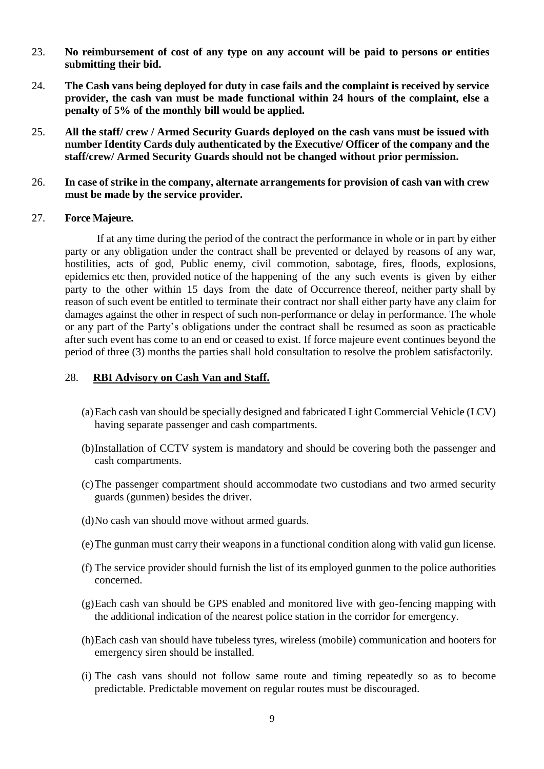23. **No reimbursement of cost of any type on any account will be paid to persons or entities submitting their bid.**

24. **The Cash vans being deployed for duty in case fails and the complaint is received by service provider, the cash van must be made functional within 24 hours of the complaint, else a penalty of 5% of the monthly bill would be applied.**

25. **All the staff/ crew / Armed Security Guards deployed on the cash vans must be issued with number Identity Cards duly authenticated by the Executive/ Officer of the company and the staff/crew/ Armed Security Guards should not be changed without prior permission.**

26. **In case of strike in the company, alternate arrangements for provision of cash van with crew must be made by the service provider.**

27. **Force Majeure.**

    If at any time during the period of the contract the performance in whole or in part by either party or any obligation under the contract shall be prevented or delayed by reasons of any war, hostilities, acts of god, Public enemy, civil commotion, sabotage, fires, floods, explosions, epidemics etc then, provided notice of the happening of the any such events is given by either party to the other within 15 days from the date of Occurrence thereof, neither party shall by reason of such event be entitled to terminate their contract nor shall either party have any claim for damages against the other in respect of such non-performance or delay in performance. The whole or any part of the Party's obligations under the contract shall be resumed as soon as practicable after such event has come to an end or ceased to exist. If force majeure event continues beyond the period of three (3) months the parties shall hold consultation to resolve the problem satisfactorily.

28. **<u>RBI Advisory on Cash Van and Staff.</u>**

    (a) Each cash van should be specially designed and fabricated Light Commercial Vehicle (LCV) having separate passenger and cash compartments.

    (b) Installation of CCTV system is mandatory and should be covering both the passenger and cash compartments.

    (c) The passenger compartment should accommodate two custodians and two armed security guards (gunmen) besides the driver.

    (d) No cash van should move without armed guards.

    (e) The gunman must carry their weapons in a functional condition along with valid gun license.

    (f) The service provider should furnish the list of its employed gunmen to the police authorities concerned.

    (g) Each cash van should be GPS enabled and monitored live with geo-fencing mapping with the additional indication of the nearest police station in the corridor for emergency.

    (h) Each cash van should have tubeless tyres, wireless (mobile) communication and hooters for emergency siren should be installed.

    (i) The cash vans should not follow same route and timing repeatedly so as to become predictable. Predictable movement on regular routes must be discouraged.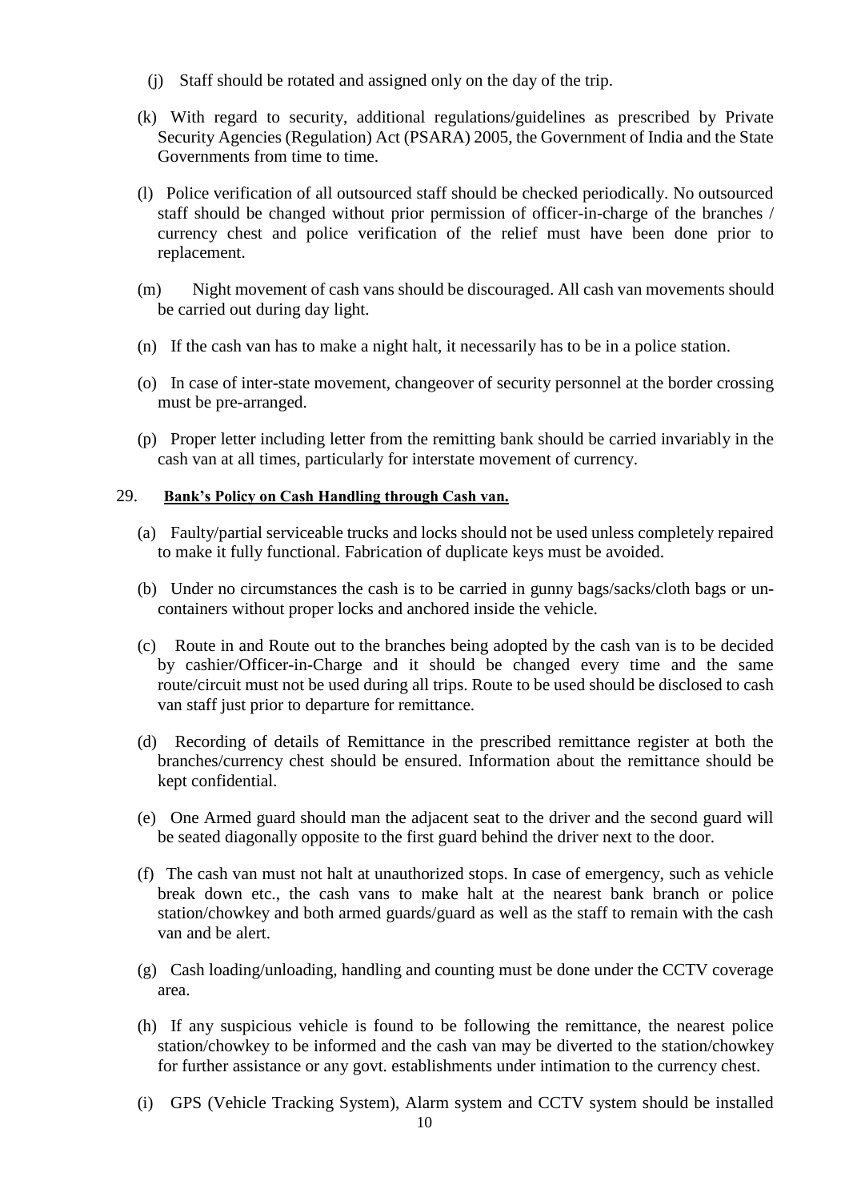(j) Staff should be rotated and assigned only on the day of the trip.

(k) With regard to security, additional regulations/guidelines as prescribed by Private Security Agencies (Regulation) Act (PSARA) 2005, the Government of India and the State Governments from time to time.

(l) Police verification of all outsourced staff should be checked periodically. No outsourced staff should be changed without prior permission of officer-in-charge of the branches / currency chest and police verification of the relief must have been done prior to replacement.

(m) Night movement of cash vans should be discouraged. All cash van movements should be carried out during day light.

(n) If the cash van has to make a night halt, it necessarily has to be in a police station.

(o) In case of inter-state movement, changeover of security personnel at the border crossing must be pre-arranged.

(p) Proper letter including letter from the remitting bank should be carried invariably in the cash van at all times, particularly for interstate movement of currency.

29. **Bank's Policy on Cash Handling through Cash van.**

(a) Faulty/partial serviceable trucks and locks should not be used unless completely repaired to make it fully functional. Fabrication of duplicate keys must be avoided.

(b) Under no circumstances the cash is to be carried in gunny bags/sacks/cloth bags or un-containers without proper locks and anchored inside the vehicle.

(c) Route in and Route out to the branches being adopted by the cash van is to be decided by cashier/Officer-in-Charge and it should be changed every time and the same route/circuit must not be used during all trips. Route to be used should be disclosed to cash van staff just prior to departure for remittance.

(d) Recording of details of Remittance in the prescribed remittance register at both the branches/currency chest should be ensured. Information about the remittance should be kept confidential.

(e) One Armed guard should man the adjacent seat to the driver and the second guard will be seated diagonally opposite to the first guard behind the driver next to the door.

(f) The cash van must not halt at unauthorized stops. In case of emergency, such as vehicle break down etc., the cash vans to make halt at the nearest bank branch or police station/chowkey and both armed guards/guard as well as the staff to remain with the cash van and be alert.

(g) Cash loading/unloading, handling and counting must be done under the CCTV coverage area.

(h) If any suspicious vehicle is found to be following the remittance, the nearest police station/chowkey to be informed and the cash van may be diverted to the station/chowkey for further assistance or any govt. establishments under intimation to the currency chest.

(i) GPS (Vehicle Tracking System), Alarm system and CCTV system should be installed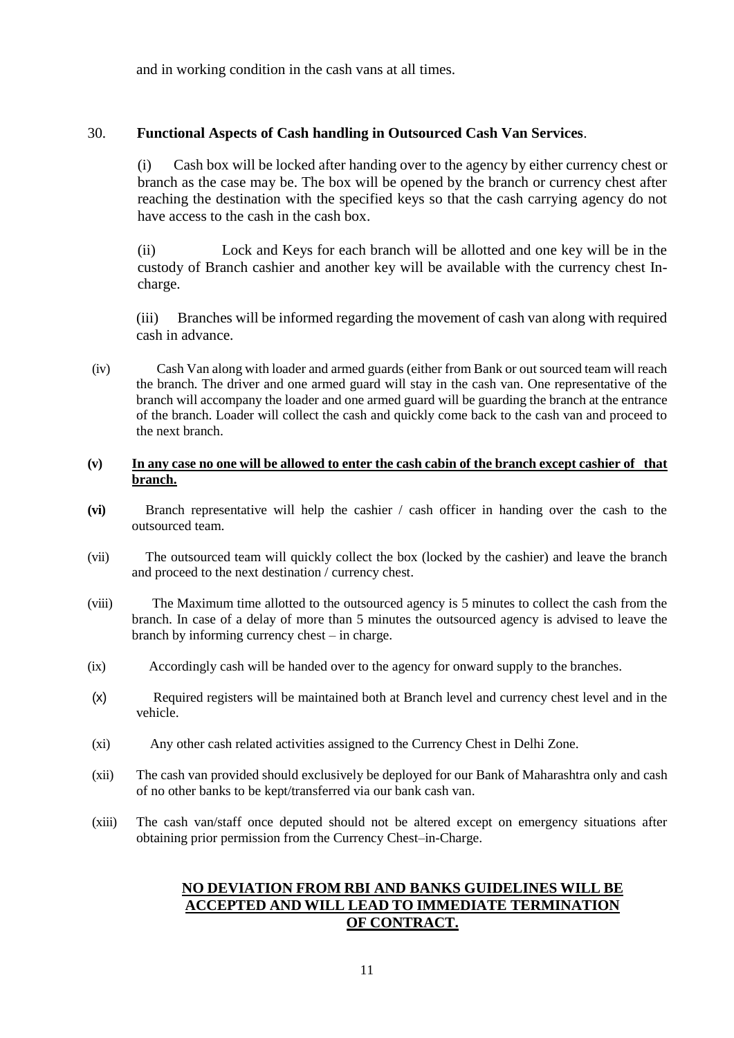and in working condition in the cash vans at all times.

30. **Functional Aspects of Cash handling in Outsourced Cash Van Services**.

(i) Cash box will be locked after handing over to the agency by either currency chest or branch as the case may be. The box will be opened by the branch or currency chest after reaching the destination with the specified keys so that the cash carrying agency do not have access to the cash in the cash box.

(ii) Lock and Keys for each branch will be allotted and one key will be in the custody of Branch cashier and another key will be available with the currency chest In-charge.

(iii) Branches will be informed regarding the movement of cash van along with required cash in advance.

(iv) Cash Van along with loader and armed guards (either from Bank or out sourced team will reach the branch. The driver and one armed guard will stay in the cash van. One representative of the branch will accompany the loader and one armed guard will be guarding the branch at the entrance of the branch. Loader will collect the cash and quickly come back to the cash van and proceed to the next branch.

**(v) <u>In any case no one will be allowed to enter the cash cabin of the branch except cashier of that branch.</u>**

**(vi)** Branch representative will help the cashier / cash officer in handing over the cash to the outsourced team.

(vii) The outsourced team will quickly collect the box (locked by the cashier) and leave the branch and proceed to the next destination / currency chest.

(viii) The Maximum time allotted to the outsourced agency is 5 minutes to collect the cash from the branch. In case of a delay of more than 5 minutes the outsourced agency is advised to leave the branch by informing currency chest – in charge.

(ix) Accordingly cash will be handed over to the agency for onward supply to the branches.

(x) Required registers will be maintained both at Branch level and currency chest level and in the vehicle.

(xi) Any other cash related activities assigned to the Currency Chest in Delhi Zone.

(xii) The cash van provided should exclusively be deployed for our Bank of Maharashtra only and cash of no other banks to be kept/transferred via our bank cash van.

(xiii) The cash van/staff once deputed should not be altered except on emergency situations after obtaining prior permission from the Currency Chest–in-Charge.

**<u>NO DEVIATION FROM RBI AND BANKS GUIDELINES WILL BE ACCEPTED AND WILL LEAD TO IMMEDIATE TERMINATION OF CONTRACT.</u>**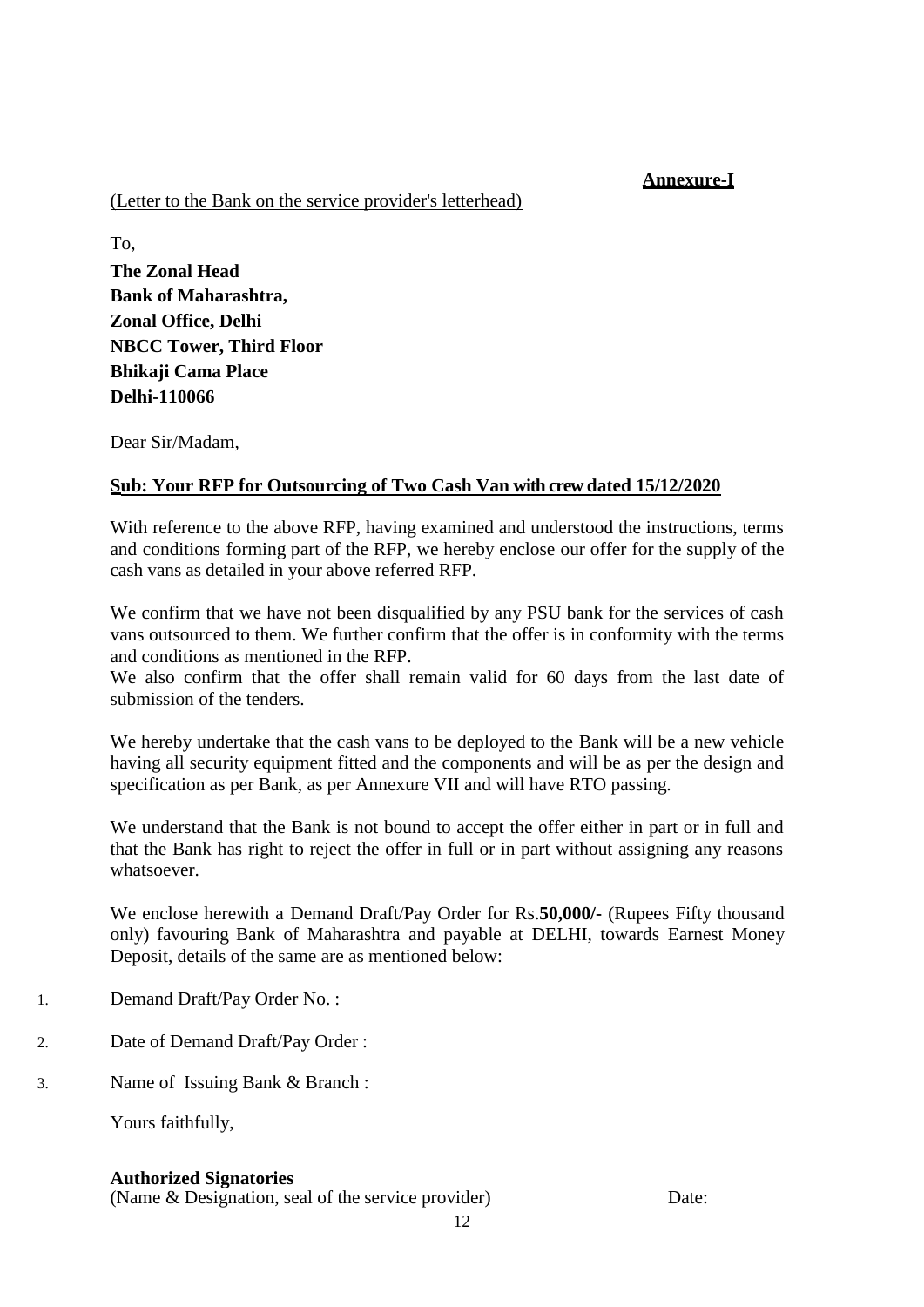**Annexure-I**

(Letter to the Bank on the service provider's letterhead)

To,

**The Zonal Head**
**Bank of Maharashtra,**
**Zonal Office, Delhi**
**NBCC Tower, Third Floor**
**Bhikaji Cama Place**
**Delhi-110066**

Dear Sir/Madam,

**Sub: Your RFP for Outsourcing of Two Cash Van with crew dated 15/12/2020**

With reference to the above RFP, having examined and understood the instructions, terms and conditions forming part of the RFP, we hereby enclose our offer for the supply of the cash vans as detailed in your above referred RFP.

We confirm that we have not been disqualified by any PSU bank for the services of cash vans outsourced to them. We further confirm that the offer is in conformity with the terms and conditions as mentioned in the RFP.
We also confirm that the offer shall remain valid for 60 days from the last date of submission of the tenders.

We hereby undertake that the cash vans to be deployed to the Bank will be a new vehicle having all security equipment fitted and the components and will be as per the design and specification as per Bank, as per Annexure VII and will have RTO passing.

We understand that the Bank is not bound to accept the offer either in part or in full and that the Bank has right to reject the offer in full or in part without assigning any reasons whatsoever.

We enclose herewith a Demand Draft/Pay Order for Rs.**50,000/-** (Rupees Fifty thousand only) favouring Bank of Maharashtra and payable at DELHI, towards Earnest Money Deposit, details of the same are as mentioned below:

1. Demand Draft/Pay Order No. :
2. Date of Demand Draft/Pay Order :
3. Name of Issuing Bank & Branch :

Yours faithfully,

**Authorized Signatories**
(Name & Designation, seal of the service provider) Date: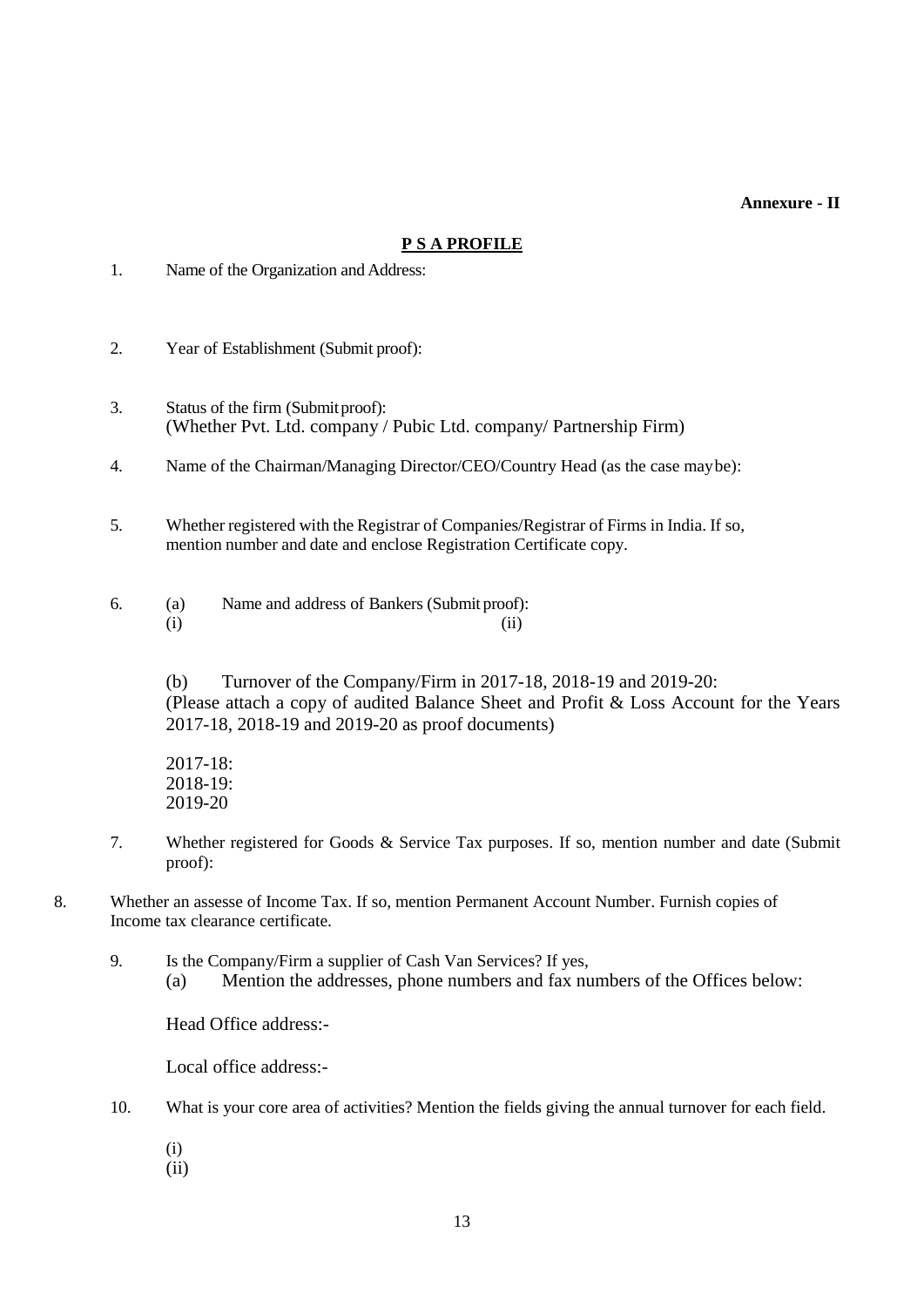**Annexure - II**

## P S A PROFILE

1. Name of the Organization and Address:

2. Year of Establishment (Submit proof):

3. Status of the firm (Submit proof):
   (Whether Pvt. Ltd. company / Pubic Ltd. company/ Partnership Firm)

4. Name of the Chairman/Managing Director/CEO/Country Head (as the case may be):

5. Whether registered with the Registrar of Companies/Registrar of Firms in India. If so, mention number and date and enclose Registration Certificate copy.

6. (a) Name and address of Bankers (Submit proof):
   (i) (ii)

   (b) Turnover of the Company/Firm in 2017-18, 2018-19 and 2019-20:
   (Please attach a copy of audited Balance Sheet and Profit & Loss Account for the Years 2017-18, 2018-19 and 2019-20 as proof documents)

   2017-18:
   2018-19:
   2019-20

7. Whether registered for Goods & Service Tax purposes. If so, mention number and date (Submit proof):

8. Whether an assesse of Income Tax. If so, mention Permanent Account Number. Furnish copies of Income tax clearance certificate.

9. Is the Company/Firm a supplier of Cash Van Services? If yes,
   (a) Mention the addresses, phone numbers and fax numbers of the Offices below:

   Head Office address:-

   Local office address:-

10. What is your core area of activities? Mention the fields giving the annual turnover for each field.

    (i)
    (ii)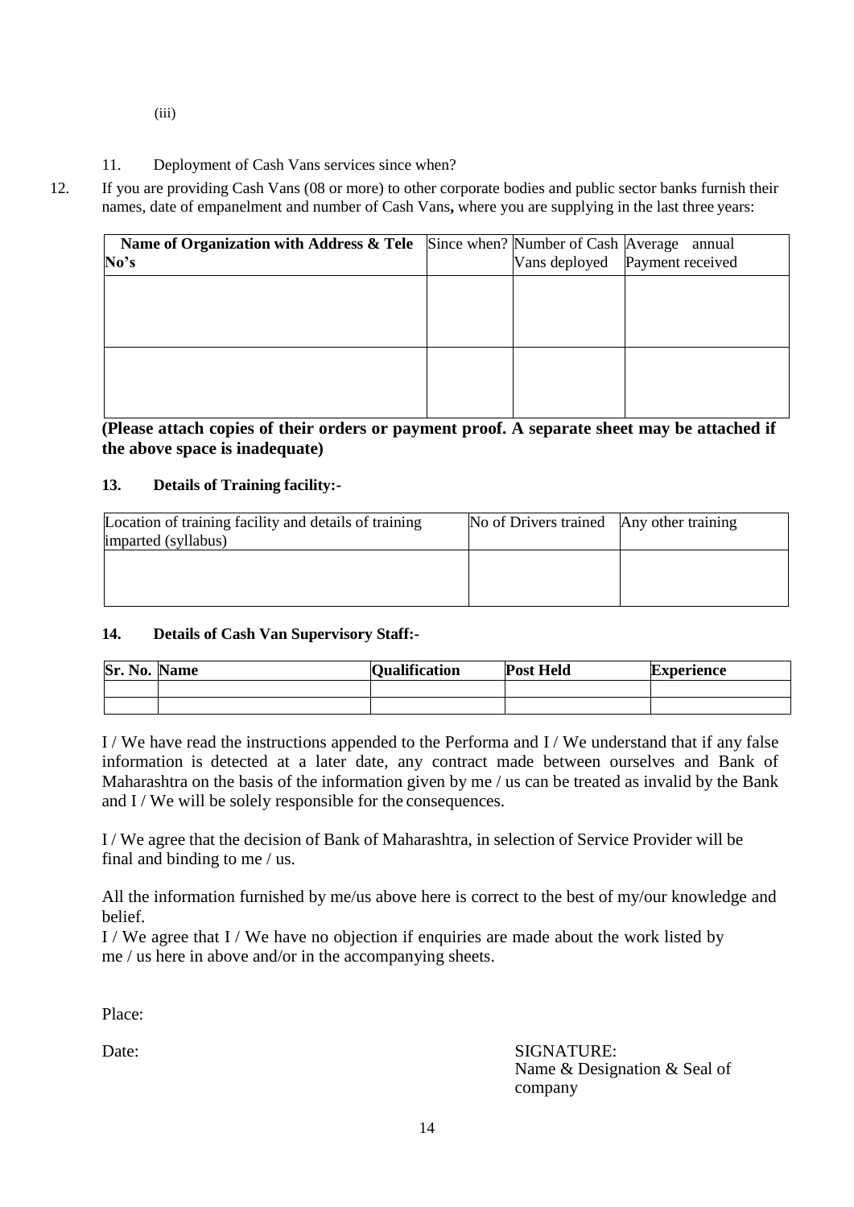(iii)

11. Deployment of Cash Vans services since when?

12. If you are providing Cash Vans (08 or more) to other corporate bodies and public sector banks furnish their names, date of empanelment and number of Cash Vans**,** where you are supplying in the last three years:

| Name of Organization with Address & Tele No's | Since when? | Number of Cash Vans deployed | Average annual Payment received |
|---|---|---|---|
| | | | |
| | | | |

**(Please attach copies of their orders or payment proof. A separate sheet may be attached if the above space is inadequate)**

**13. Details of Training facility:-**

| Location of training facility and details of training imparted (syllabus) | No of Drivers trained | Any other training |
|---|---|---|
| | | |

**14. Details of Cash Van Supervisory Staff:-**

| Sr. No. | Name | Qualification | Post Held | Experience |
|---|---|---|---|---|
| | | | | |
| | | | | |

I / We have read the instructions appended to the Performa and I / We understand that if any false information is detected at a later date, any contract made between ourselves and Bank of Maharashtra on the basis of the information given by me / us can be treated as invalid by the Bank and I / We will be solely responsible for the consequences.

I / We agree that the decision of Bank of Maharashtra, in selection of Service Provider will be final and binding to me / us.

All the information furnished by me/us above here is correct to the best of my/our knowledge and belief.

I / We agree that I / We have no objection if enquiries are made about the work listed by me / us here in above and/or in the accompanying sheets.

Place:

Date:

SIGNATURE:
Name & Designation & Seal of company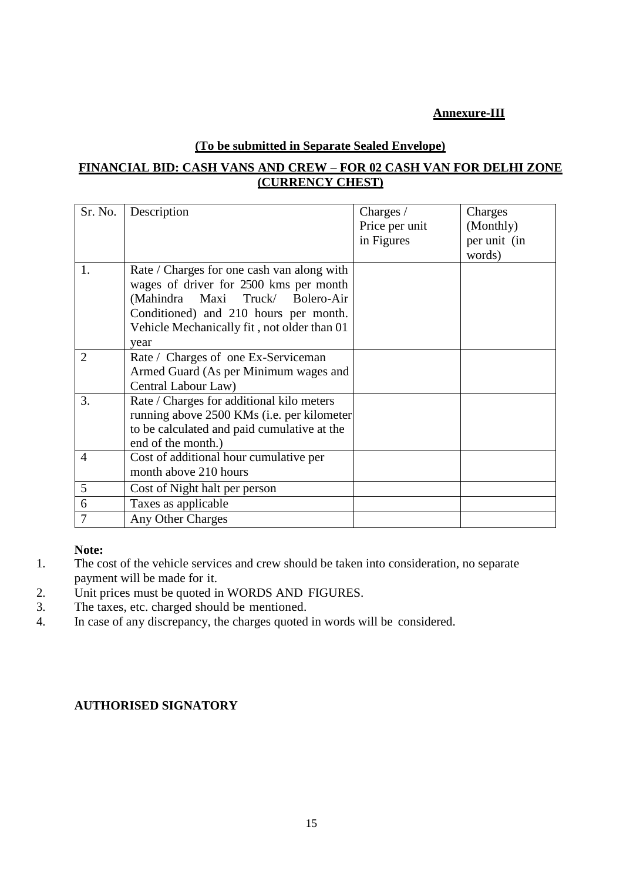**Annexure-III**

**(To be submitted in Separate Sealed Envelope)**

**FINANCIAL BID: CASH VANS AND CREW – FOR 02 CASH VAN FOR DELHI ZONE (CURRENCY CHEST)**

| Sr. No. | Description | Charges / Price per unit in Figures | Charges (Monthly) per unit (in words) |
|---|---|---|---|
| 1. | Rate / Charges for one cash van along with wages of driver for 2500 kms per month (Mahindra Maxi Truck/ Bolero-Air Conditioned) and 210 hours per month. Vehicle Mechanically fit , not older than 01 year | | |
| 2 | Rate / Charges of one Ex-Serviceman Armed Guard (As per Minimum wages and Central Labour Law) | | |
| 3. | Rate / Charges for additional kilo meters running above 2500 KMs (i.e. per kilometer to be calculated and paid cumulative at the end of the month.) | | |
| 4 | Cost of additional hour cumulative per month above 210 hours | | |
| 5 | Cost of Night halt per person | | |
| 6 | Taxes as applicable | | |
| 7 | Any Other Charges | | |

**Note:**

1. The cost of the vehicle services and crew should be taken into consideration, no separate payment will be made for it.
2. Unit prices must be quoted in WORDS AND FIGURES.
3. The taxes, etc. charged should be mentioned.
4. In case of any discrepancy, the charges quoted in words will be considered.

**AUTHORISED SIGNATORY**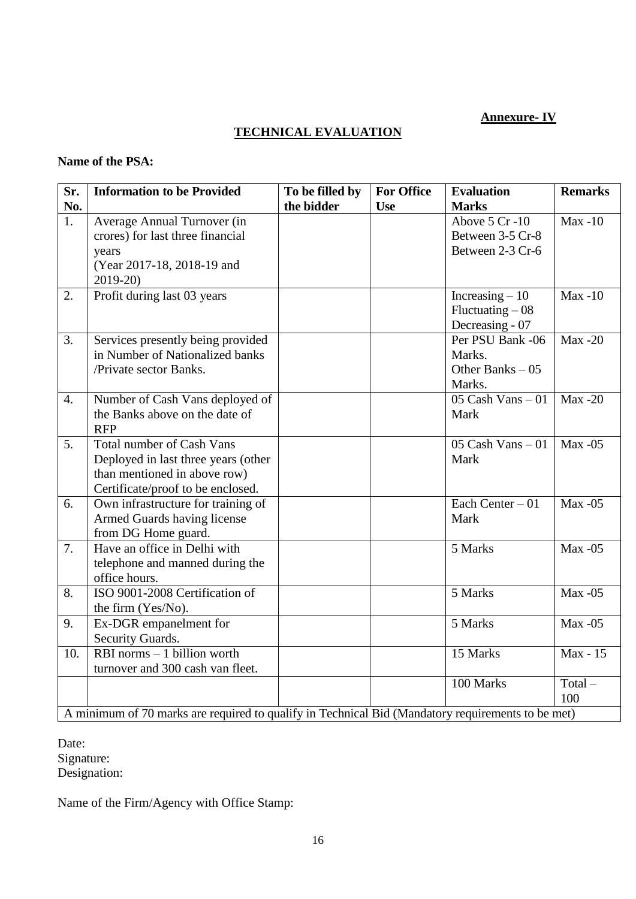**Annexure- IV**

## TECHNICAL EVALUATION

**Name of the PSA:**

| Sr. No. | Information to be Provided | To be filled by the bidder | For Office Use | Evaluation Marks | Remarks |
|---|---|---|---|---|---|
| 1. | Average Annual Turnover (in crores) for last three financial years (Year 2017-18, 2018-19 and 2019-20) | | | Above 5 Cr -10<br>Between 3-5 Cr-8<br>Between 2-3 Cr-6 | Max -10 |
| 2. | Profit during last 03 years | | | Increasing – 10<br>Fluctuating – 08<br>Decreasing - 07 | Max -10 |
| 3. | Services presently being provided in Number of Nationalized banks /Private sector Banks. | | | Per PSU Bank -06 Marks.<br>Other Banks – 05 Marks. | Max -20 |
| 4. | Number of Cash Vans deployed of the Banks above on the date of RFP | | | 05 Cash Vans – 01 Mark | Max -20 |
| 5. | Total number of Cash Vans Deployed in last three years (other than mentioned in above row) Certificate/proof to be enclosed. | | | 05 Cash Vans – 01 Mark | Max -05 |
| 6. | Own infrastructure for training of Armed Guards having license from DG Home guard. | | | Each Center – 01 Mark | Max -05 |
| 7. | Have an office in Delhi with telephone and manned during the office hours. | | | 5 Marks | Max -05 |
| 8. | ISO 9001-2008 Certification of the firm (Yes/No). | | | 5 Marks | Max -05 |
| 9. | Ex-DGR empanelment for Security Guards. | | | 5 Marks | Max -05 |
| 10. | RBI norms – 1 billion worth turnover and 300 cash van fleet. | | | 15 Marks | Max - 15 |
| | | | | 100 Marks | Total – 100 |
| A minimum of 70 marks are required to qualify in Technical Bid (Mandatory requirements to be met) | | | | | |

Date:
Signature:
Designation:

Name of the Firm/Agency with Office Stamp: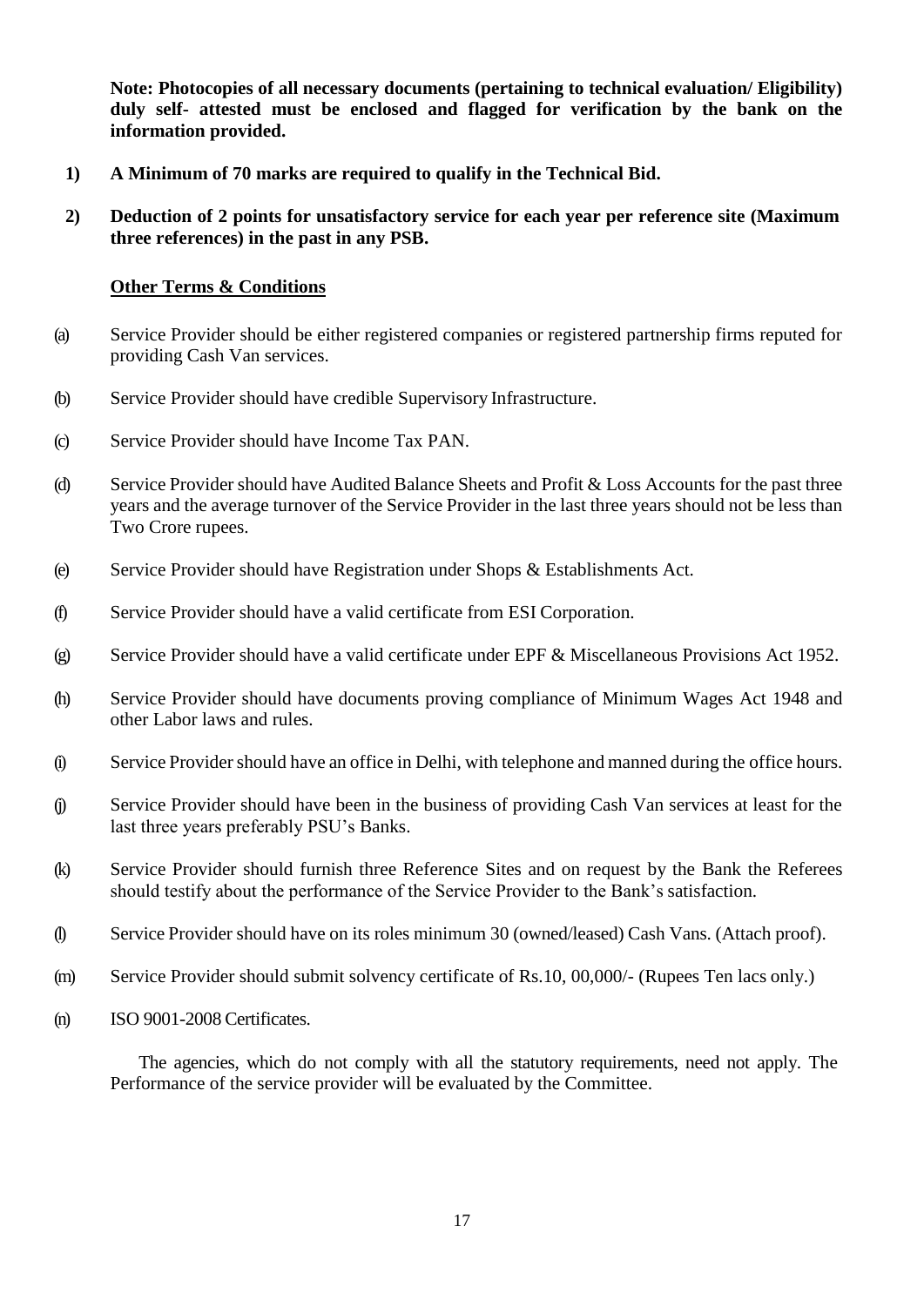**Note: Photocopies of all necessary documents (pertaining to technical evaluation/ Eligibility) duly self- attested must be enclosed and flagged for verification by the bank on the information provided.**

1) **A Minimum of 70 marks are required to qualify in the Technical Bid.**

2) **Deduction of 2 points for unsatisfactory service for each year per reference site (Maximum three references) in the past in any PSB.**

**Other Terms & Conditions**

(a) Service Provider should be either registered companies or registered partnership firms reputed for providing Cash Van services.

(b) Service Provider should have credible Supervisory Infrastructure.

(c) Service Provider should have Income Tax PAN.

(d) Service Provider should have Audited Balance Sheets and Profit & Loss Accounts for the past three years and the average turnover of the Service Provider in the last three years should not be less than Two Crore rupees.

(e) Service Provider should have Registration under Shops & Establishments Act.

(f) Service Provider should have a valid certificate from ESI Corporation.

(g) Service Provider should have a valid certificate under EPF & Miscellaneous Provisions Act 1952.

(h) Service Provider should have documents proving compliance of Minimum Wages Act 1948 and other Labor laws and rules.

(i) Service Provider should have an office in Delhi, with telephone and manned during the office hours.

(j) Service Provider should have been in the business of providing Cash Van services at least for the last three years preferably PSU's Banks.

(k) Service Provider should furnish three Reference Sites and on request by the Bank the Referees should testify about the performance of the Service Provider to the Bank's satisfaction.

(l) Service Provider should have on its roles minimum 30 (owned/leased) Cash Vans. (Attach proof).

(m) Service Provider should submit solvency certificate of Rs.10, 00,000/- (Rupees Ten lacs only.)

(n) ISO 9001-2008 Certificates.

The agencies, which do not comply with all the statutory requirements, need not apply. The Performance of the service provider will be evaluated by the Committee.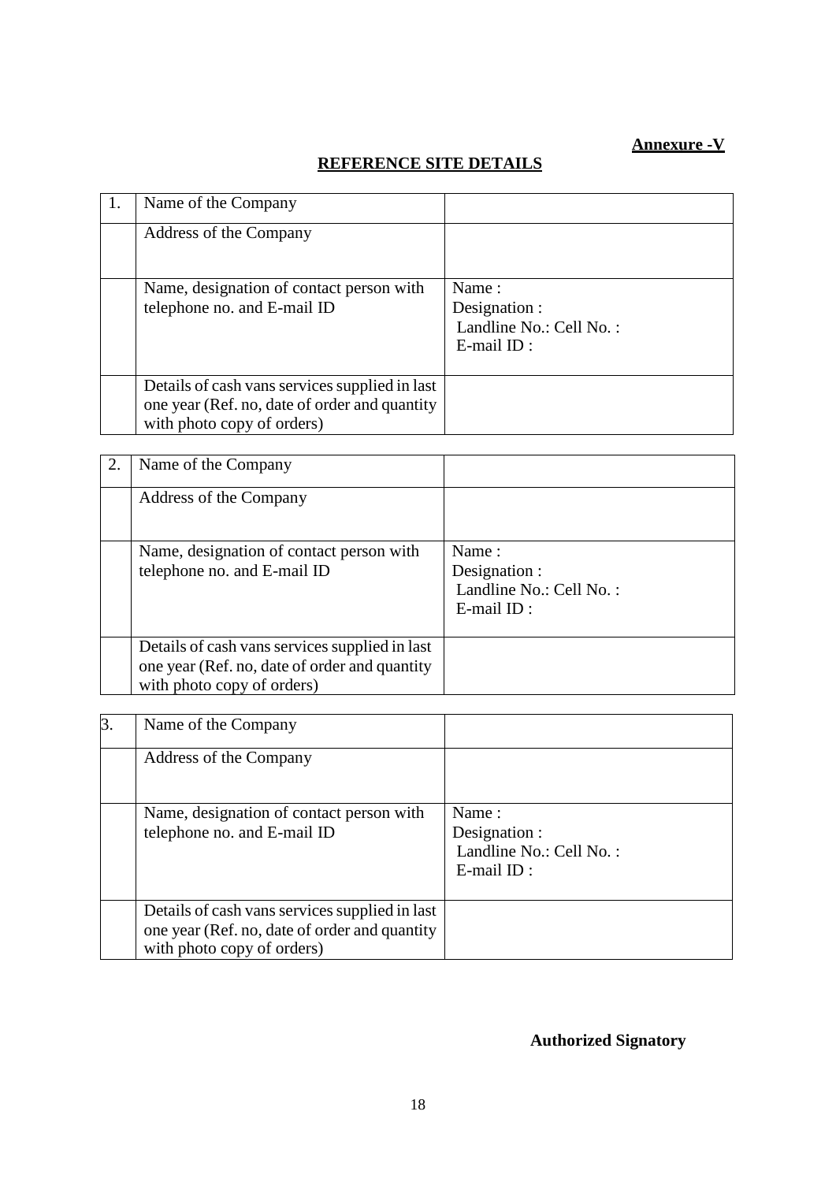**Annexure -V**

## REFERENCE SITE DETAILS

| 1. | Name of the Company | |
|---|---|---|
| | Address of the Company | |
| | Name, designation of contact person with telephone no. and E-mail ID | Name :<br>Designation :<br>Landline No.: Cell No. :<br>E-mail ID : |
| | Details of cash vans services supplied in last one year (Ref. no, date of order and quantity with photo copy of orders) | |

| 2. | Name of the Company | |
|---|---|---|
| | Address of the Company | |
| | Name, designation of contact person with telephone no. and E-mail ID | Name :<br>Designation :<br>Landline No.: Cell No. :<br>E-mail ID : |
| | Details of cash vans services supplied in last one year (Ref. no, date of order and quantity with photo copy of orders) | |

| 3. | Name of the Company | |
|---|---|---|
| | Address of the Company | |
| | Name, designation of contact person with telephone no. and E-mail ID | Name :<br>Designation :<br>Landline No.: Cell No. :<br>E-mail ID : |
| | Details of cash vans services supplied in last one year (Ref. no, date of order and quantity with photo copy of orders) | |

**Authorized Signatory**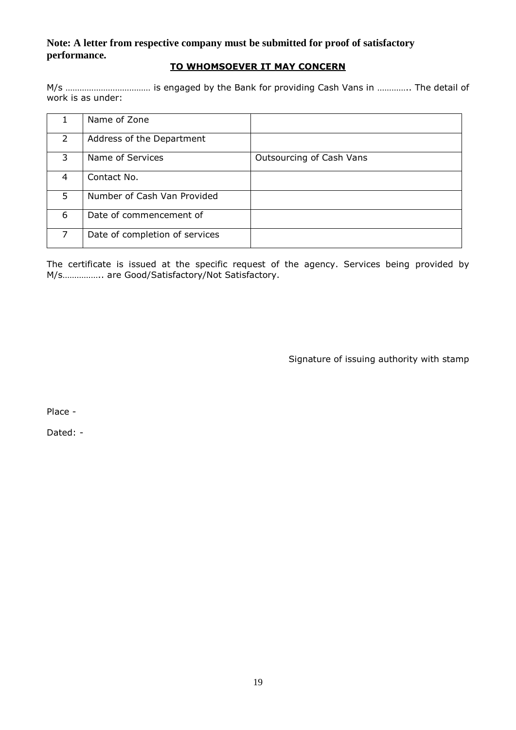**Note: A letter from respective company must be submitted for proof of satisfactory performance.**

**TO WHOMSOEVER IT MAY CONCERN**

M/s ……………………………… is engaged by the Bank for providing Cash Vans in ………….. The detail of work is as under:

| | | |
|---|---|---|
| 1 | Name of Zone | |
| 2 | Address of the Department | |
| 3 | Name of Services | Outsourcing of Cash Vans |
| 4 | Contact No. | |
| 5 | Number of Cash Van Provided | |
| 6 | Date of commencement of | |
| 7 | Date of completion of services | |

The certificate is issued at the specific request of the agency. Services being provided by M/s…………….. are Good/Satisfactory/Not Satisfactory.

Signature of issuing authority with stamp

Place -

Dated: -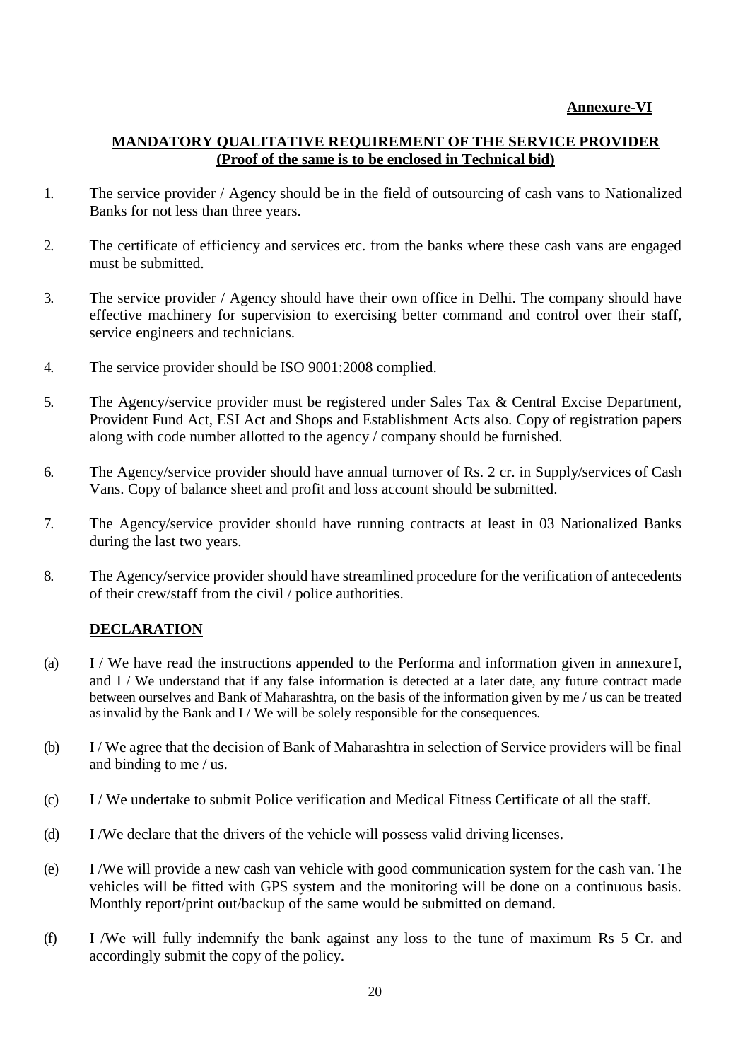**Annexure-VI**

## MANDATORY QUALITATIVE REQUIREMENT OF THE SERVICE PROVIDER
**(Proof of the same is to be enclosed in Technical bid)**

1. The service provider / Agency should be in the field of outsourcing of cash vans to Nationalized Banks for not less than three years.

2. The certificate of efficiency and services etc. from the banks where these cash vans are engaged must be submitted.

3. The service provider / Agency should have their own office in Delhi. The company should have effective machinery for supervision to exercising better command and control over their staff, service engineers and technicians.

4. The service provider should be ISO 9001:2008 complied.

5. The Agency/service provider must be registered under Sales Tax & Central Excise Department, Provident Fund Act, ESI Act and Shops and Establishment Acts also. Copy of registration papers along with code number allotted to the agency / company should be furnished.

6. The Agency/service provider should have annual turnover of Rs. 2 cr. in Supply/services of Cash Vans. Copy of balance sheet and profit and loss account should be submitted.

7. The Agency/service provider should have running contracts at least in 03 Nationalized Banks during the last two years.

8. The Agency/service provider should have streamlined procedure for the verification of antecedents of their crew/staff from the civil / police authorities.

### DECLARATION

(a) I / We have read the instructions appended to the Performa and information given in annexure I, and I / We understand that if any false information is detected at a later date, any future contract made between ourselves and Bank of Maharashtra, on the basis of the information given by me / us can be treated as invalid by the Bank and I / We will be solely responsible for the consequences.

(b) I / We agree that the decision of Bank of Maharashtra in selection of Service providers will be final and binding to me / us.

(c) I / We undertake to submit Police verification and Medical Fitness Certificate of all the staff.

(d) I /We declare that the drivers of the vehicle will possess valid driving licenses.

(e) I /We will provide a new cash van vehicle with good communication system for the cash van. The vehicles will be fitted with GPS system and the monitoring will be done on a continuous basis. Monthly report/print out/backup of the same would be submitted on demand.

(f) I /We will fully indemnify the bank against any loss to the tune of maximum Rs 5 Cr. and accordingly submit the copy of the policy.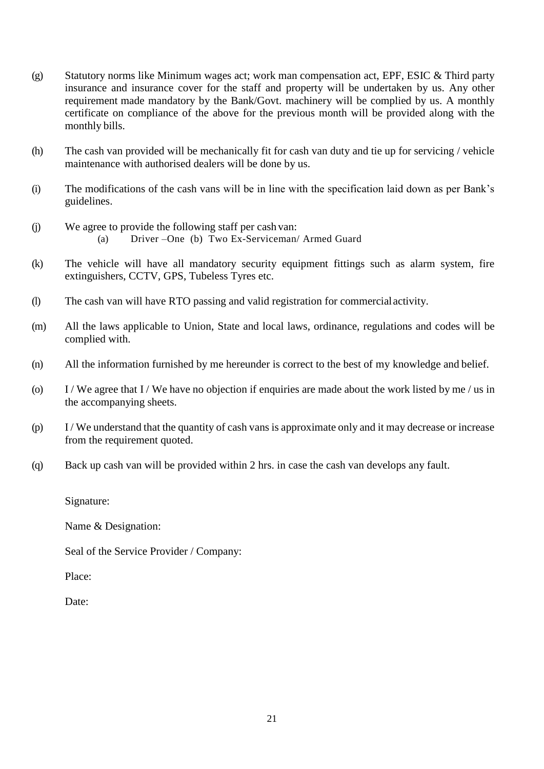(g) Statutory norms like Minimum wages act; work man compensation act, EPF, ESIC & Third party insurance and insurance cover for the staff and property will be undertaken by us. Any other requirement made mandatory by the Bank/Govt. machinery will be complied by us. A monthly certificate on compliance of the above for the previous month will be provided along with the monthly bills.

(h) The cash van provided will be mechanically fit for cash van duty and tie up for servicing / vehicle maintenance with authorised dealers will be done by us.

(i) The modifications of the cash vans will be in line with the specification laid down as per Bank's guidelines.

(j) We agree to provide the following staff per cash van:
    (a) Driver –One (b) Two Ex-Serviceman/ Armed Guard

(k) The vehicle will have all mandatory security equipment fittings such as alarm system, fire extinguishers, CCTV, GPS, Tubeless Tyres etc.

(l) The cash van will have RTO passing and valid registration for commercial activity.

(m) All the laws applicable to Union, State and local laws, ordinance, regulations and codes will be complied with.

(n) All the information furnished by me hereunder is correct to the best of my knowledge and belief.

(o) I / We agree that I / We have no objection if enquiries are made about the work listed by me / us in the accompanying sheets.

(p) I / We understand that the quantity of cash vans is approximate only and it may decrease or increase from the requirement quoted.

(q) Back up cash van will be provided within 2 hrs. in case the cash van develops any fault.

Signature:

Name & Designation:

Seal of the Service Provider / Company:

Place:

Date: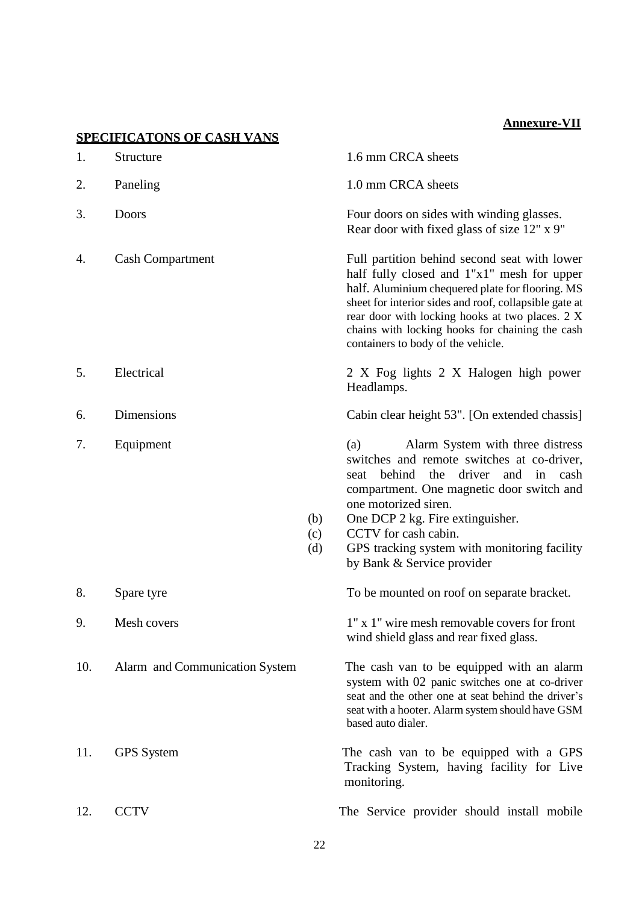**Annexure-VII**

**SPECIFICATONS OF CASH VANS**

| | | |
|---|---|---|
| 1. | Structure | 1.6 mm CRCA sheets |
| 2. | Paneling | 1.0 mm CRCA sheets |
| 3. | Doors | Four doors on sides with winding glasses. Rear door with fixed glass of size 12" x 9" |
| 4. | Cash Compartment | Full partition behind second seat with lower half fully closed and 1"x1" mesh for upper half. Aluminium chequered plate for flooring. MS sheet for interior sides and roof, collapsible gate at rear door with locking hooks at two places. 2 X chains with locking hooks for chaining the cash containers to body of the vehicle. |
| 5. | Electrical | 2 X Fog lights 2 X Halogen high power Headlamps. |
| 6. | Dimensions | Cabin clear height 53". [On extended chassis] |
| 7. | Equipment | (a) Alarm System with three distress switches and remote switches at co-driver, seat behind the driver and in cash compartment. One magnetic door switch and one motorized siren.<br>(b) One DCP 2 kg. Fire extinguisher.<br>(c) CCTV for cash cabin.<br>(d) GPS tracking system with monitoring facility by Bank & Service provider |
| 8. | Spare tyre | To be mounted on roof on separate bracket. |
| 9. | Mesh covers | 1" x 1" wire mesh removable covers for front wind shield glass and rear fixed glass. |
| 10. | Alarm and Communication System | The cash van to be equipped with an alarm system with 02 panic switches one at co-driver seat and the other one at seat behind the driver's seat with a hooter. Alarm system should have GSM based auto dialer. |
| 11. | GPS System | The cash van to be equipped with a GPS Tracking System, having facility for Live monitoring. |
| 12. | CCTV | The Service provider should install mobile |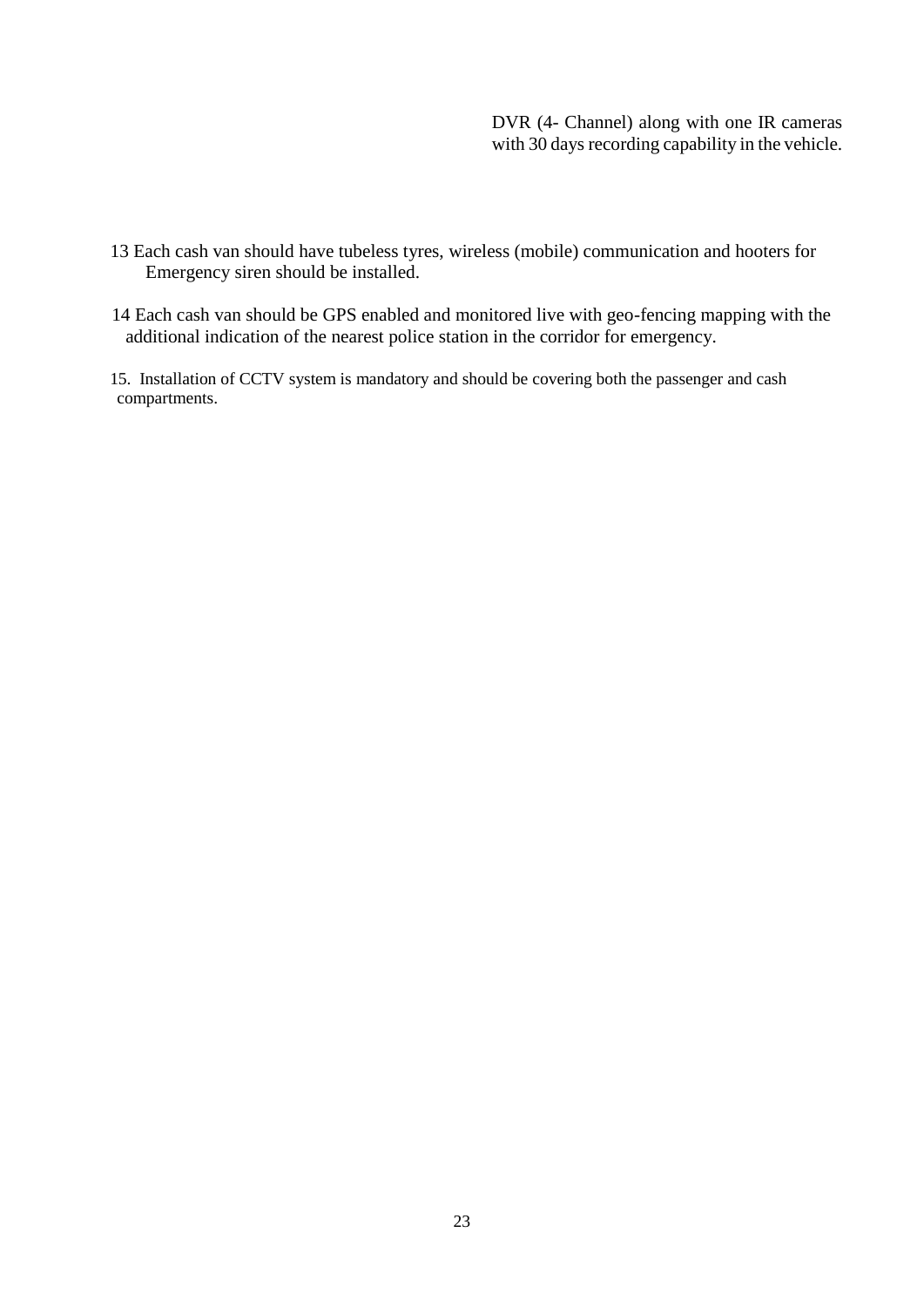DVR (4- Channel) along with one IR cameras with 30 days recording capability in the vehicle.

13 Each cash van should have tubeless tyres, wireless (mobile) communication and hooters for Emergency siren should be installed.

14 Each cash van should be GPS enabled and monitored live with geo-fencing mapping with the additional indication of the nearest police station in the corridor for emergency.

15. Installation of CCTV system is mandatory and should be covering both the passenger and cash compartments.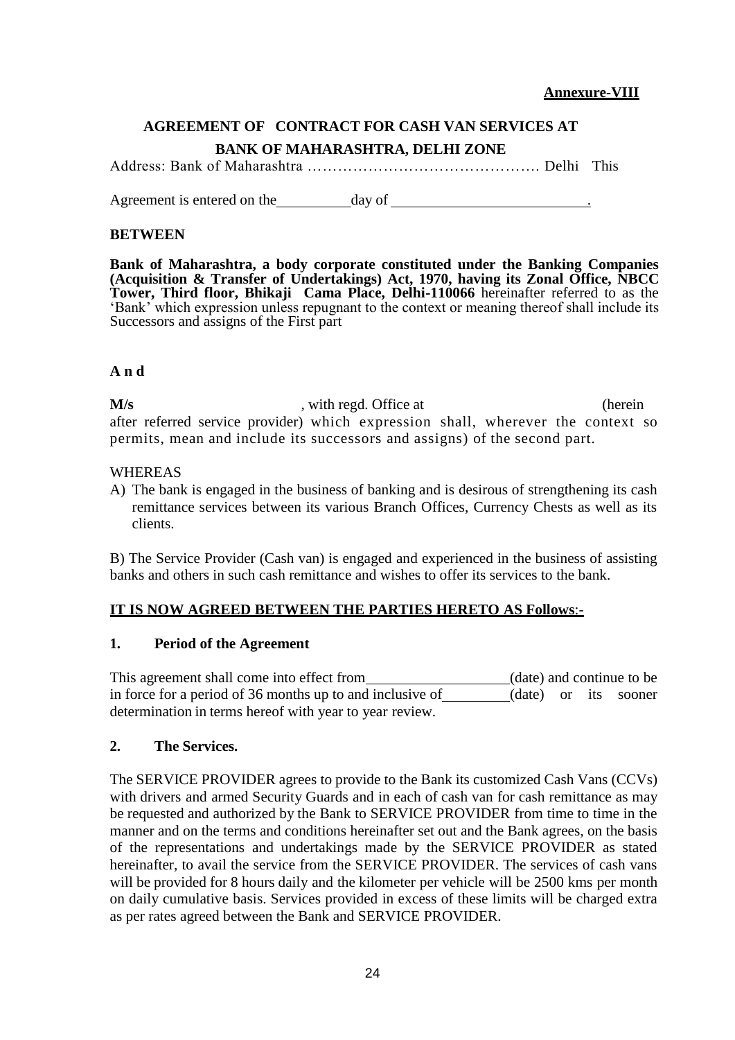**Annexure-VIII**

## AGREEMENT OF CONTRACT FOR CASH VAN SERVICES AT BANK OF MAHARASHTRA, DELHI ZONE

Address: Bank of Maharashtra ……………………………………… Delhi This

Agreement is entered on the __________ day of __________________________.

**BETWEEN**

**Bank of Maharashtra, a body corporate constituted under the Banking Companies (Acquisition & Transfer of Undertakings) Act, 1970, having its Zonal Office, NBCC Tower, Third floor, Bhikaji Cama Place, Delhi-110066** hereinafter referred to as the 'Bank' which expression unless repugnant to the context or meaning thereof shall include its Successors and assigns of the First part

**A n d**

**M/s** , with regd. Office at (herein after referred service provider) which expression shall, wherever the context so permits, mean and include its successors and assigns) of the second part.

WHEREAS

A) The bank is engaged in the business of banking and is desirous of strengthening its cash remittance services between its various Branch Offices, Currency Chests as well as its clients.

B) The Service Provider (Cash van) is engaged and experienced in the business of assisting banks and others in such cash remittance and wishes to offer its services to the bank.

**IT IS NOW AGREED BETWEEN THE PARTIES HERETO AS Follows:-**

**1. Period of the Agreement**

This agreement shall come into effect from __________________(date) and continue to be in force for a period of 36 months up to and inclusive of _________(date) or its sooner determination in terms hereof with year to year review.

**2. The Services.**

The SERVICE PROVIDER agrees to provide to the Bank its customized Cash Vans (CCVs) with drivers and armed Security Guards and in each of cash van for cash remittance as may be requested and authorized by the Bank to SERVICE PROVIDER from time to time in the manner and on the terms and conditions hereinafter set out and the Bank agrees, on the basis of the representations and undertakings made by the SERVICE PROVIDER as stated hereinafter, to avail the service from the SERVICE PROVIDER. The services of cash vans will be provided for 8 hours daily and the kilometer per vehicle will be 2500 kms per month on daily cumulative basis. Services provided in excess of these limits will be charged extra as per rates agreed between the Bank and SERVICE PROVIDER.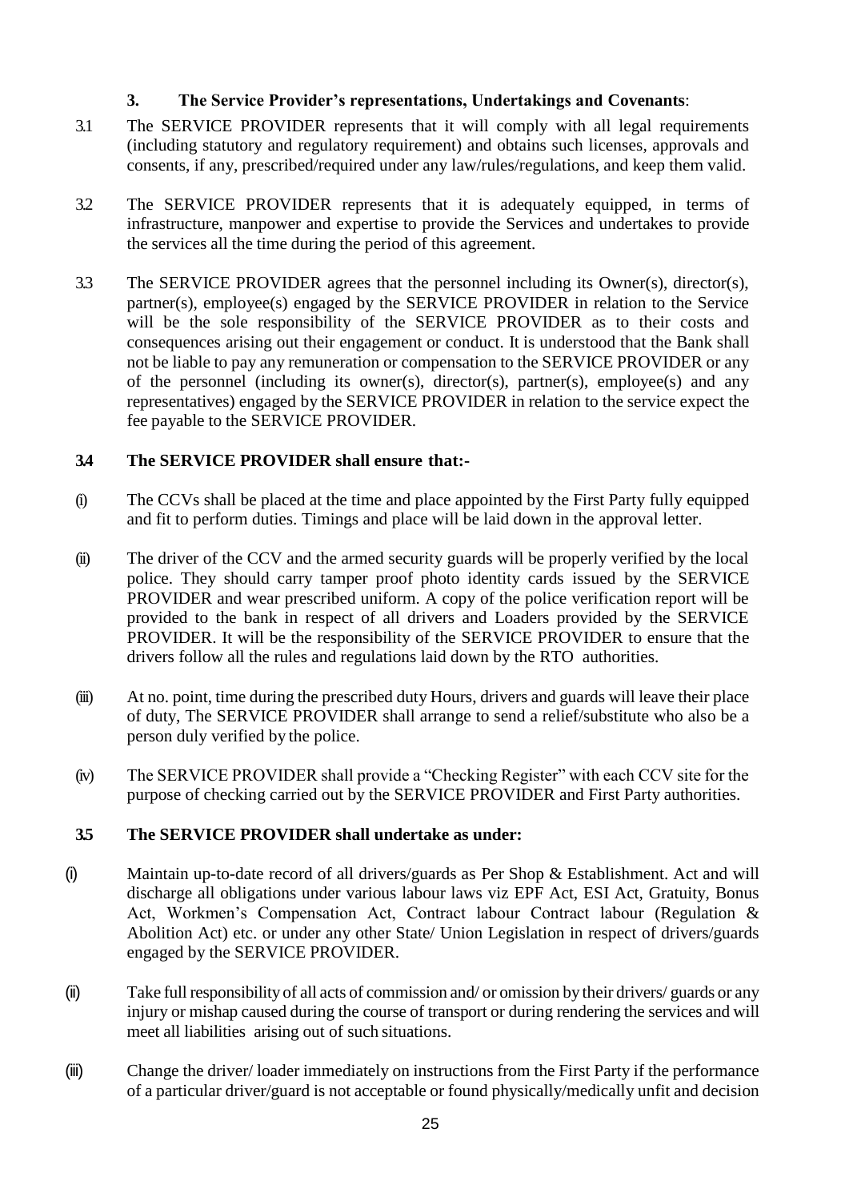### 3. The Service Provider's representations, Undertakings and Covenants:

3.1 The SERVICE PROVIDER represents that it will comply with all legal requirements (including statutory and regulatory requirement) and obtains such licenses, approvals and consents, if any, prescribed/required under any law/rules/regulations, and keep them valid.

3.2 The SERVICE PROVIDER represents that it is adequately equipped, in terms of infrastructure, manpower and expertise to provide the Services and undertakes to provide the services all the time during the period of this agreement.

3.3 The SERVICE PROVIDER agrees that the personnel including its Owner(s), director(s), partner(s), employee(s) engaged by the SERVICE PROVIDER in relation to the Service will be the sole responsibility of the SERVICE PROVIDER as to their costs and consequences arising out their engagement or conduct. It is understood that the Bank shall not be liable to pay any remuneration or compensation to the SERVICE PROVIDER or any of the personnel (including its owner(s), director(s), partner(s), employee(s) and any representatives) engaged by the SERVICE PROVIDER in relation to the service expect the fee payable to the SERVICE PROVIDER.

**3.4 The SERVICE PROVIDER shall ensure that:-**

(i) The CCVs shall be placed at the time and place appointed by the First Party fully equipped and fit to perform duties. Timings and place will be laid down in the approval letter.

(ii) The driver of the CCV and the armed security guards will be properly verified by the local police. They should carry tamper proof photo identity cards issued by the SERVICE PROVIDER and wear prescribed uniform. A copy of the police verification report will be provided to the bank in respect of all drivers and Loaders provided by the SERVICE PROVIDER. It will be the responsibility of the SERVICE PROVIDER to ensure that the drivers follow all the rules and regulations laid down by the RTO authorities.

(iii) At no. point, time during the prescribed duty Hours, drivers and guards will leave their place of duty, The SERVICE PROVIDER shall arrange to send a relief/substitute who also be a person duly verified by the police.

(iv) The SERVICE PROVIDER shall provide a "Checking Register" with each CCV site for the purpose of checking carried out by the SERVICE PROVIDER and First Party authorities.

**3.5 The SERVICE PROVIDER shall undertake as under:**

(i) Maintain up-to-date record of all drivers/guards as Per Shop & Establishment. Act and will discharge all obligations under various labour laws viz EPF Act, ESI Act, Gratuity, Bonus Act, Workmen's Compensation Act, Contract labour Contract labour (Regulation & Abolition Act) etc. or under any other State/ Union Legislation in respect of drivers/guards engaged by the SERVICE PROVIDER.

(ii) Take full responsibility of all acts of commission and/ or omission by their drivers/ guards or any injury or mishap caused during the course of transport or during rendering the services and will meet all liabilities arising out of such situations.

(iii) Change the driver/ loader immediately on instructions from the First Party if the performance of a particular driver/guard is not acceptable or found physically/medically unfit and decision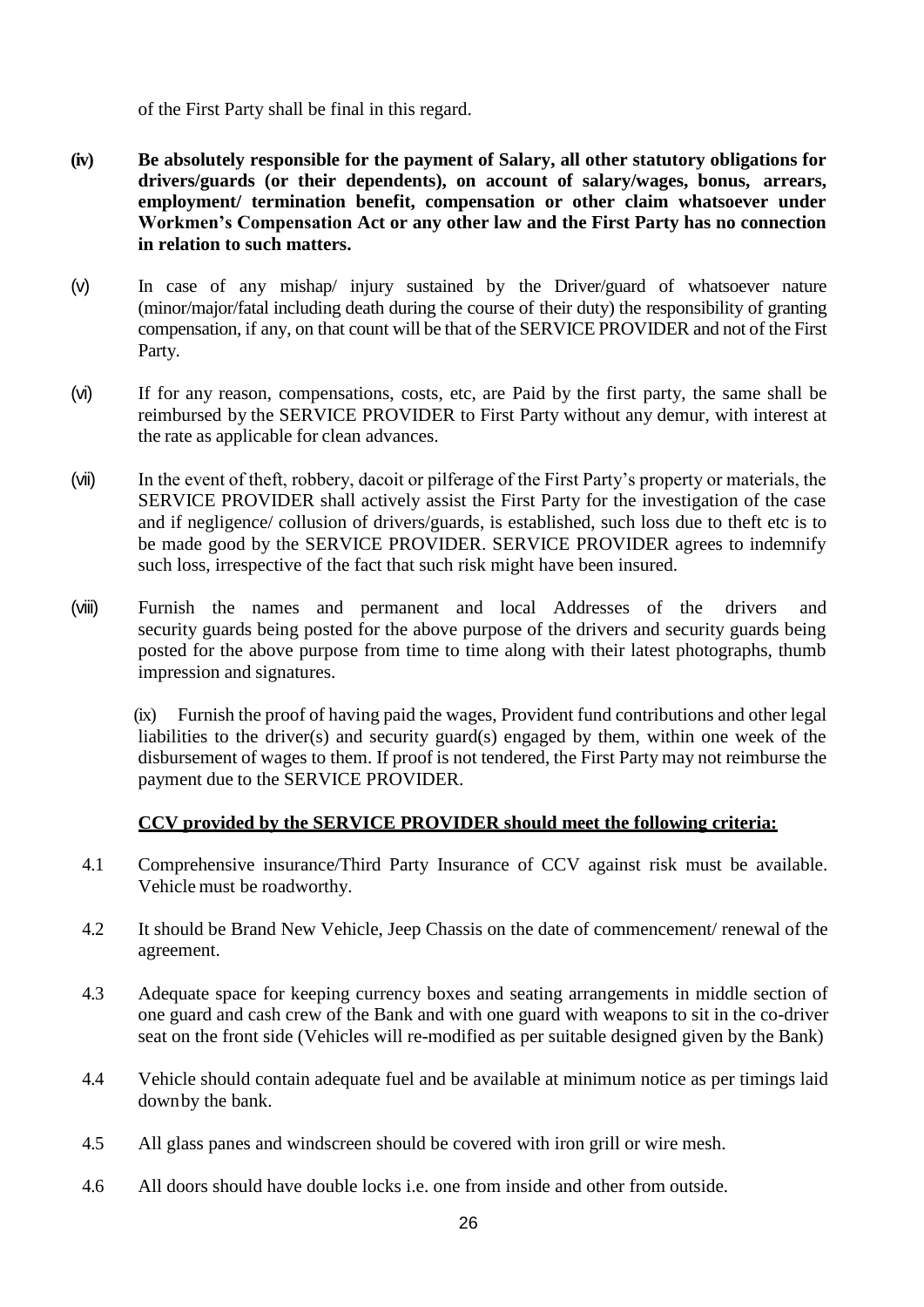of the First Party shall be final in this regard.

**(iv) Be absolutely responsible for the payment of Salary, all other statutory obligations for drivers/guards (or their dependents), on account of salary/wages, bonus, arrears, employment/ termination benefit, compensation or other claim whatsoever under Workmen's Compensation Act or any other law and the First Party has no connection in relation to such matters.**

(v) In case of any mishap/ injury sustained by the Driver/guard of whatsoever nature (minor/major/fatal including death during the course of their duty) the responsibility of granting compensation, if any, on that count will be that of the SERVICE PROVIDER and not of the First Party.

(vi) If for any reason, compensations, costs, etc, are Paid by the first party, the same shall be reimbursed by the SERVICE PROVIDER to First Party without any demur, with interest at the rate as applicable for clean advances.

(vii) In the event of theft, robbery, dacoit or pilferage of the First Party's property or materials, the SERVICE PROVIDER shall actively assist the First Party for the investigation of the case and if negligence/ collusion of drivers/guards, is established, such loss due to theft etc is to be made good by the SERVICE PROVIDER. SERVICE PROVIDER agrees to indemnify such loss, irrespective of the fact that such risk might have been insured.

(viii) Furnish the names and permanent and local Addresses of the drivers and security guards being posted for the above purpose of the drivers and security guards being posted for the above purpose from time to time along with their latest photographs, thumb impression and signatures.

(ix) Furnish the proof of having paid the wages, Provident fund contributions and other legal liabilities to the driver(s) and security guard(s) engaged by them, within one week of the disbursement of wages to them. If proof is not tendered, the First Party may not reimburse the payment due to the SERVICE PROVIDER.

**<u>CCV provided by the SERVICE PROVIDER should meet the following criteria:</u>**

4.1 Comprehensive insurance/Third Party Insurance of CCV against risk must be available. Vehicle must be roadworthy.

4.2 It should be Brand New Vehicle, Jeep Chassis on the date of commencement/ renewal of the agreement.

4.3 Adequate space for keeping currency boxes and seating arrangements in middle section of one guard and cash crew of the Bank and with one guard with weapons to sit in the co-driver seat on the front side (Vehicles will re-modified as per suitable designed given by the Bank)

4.4 Vehicle should contain adequate fuel and be available at minimum notice as per timings laid down by the bank.

4.5 All glass panes and windscreen should be covered with iron grill or wire mesh.

4.6 All doors should have double locks i.e. one from inside and other from outside.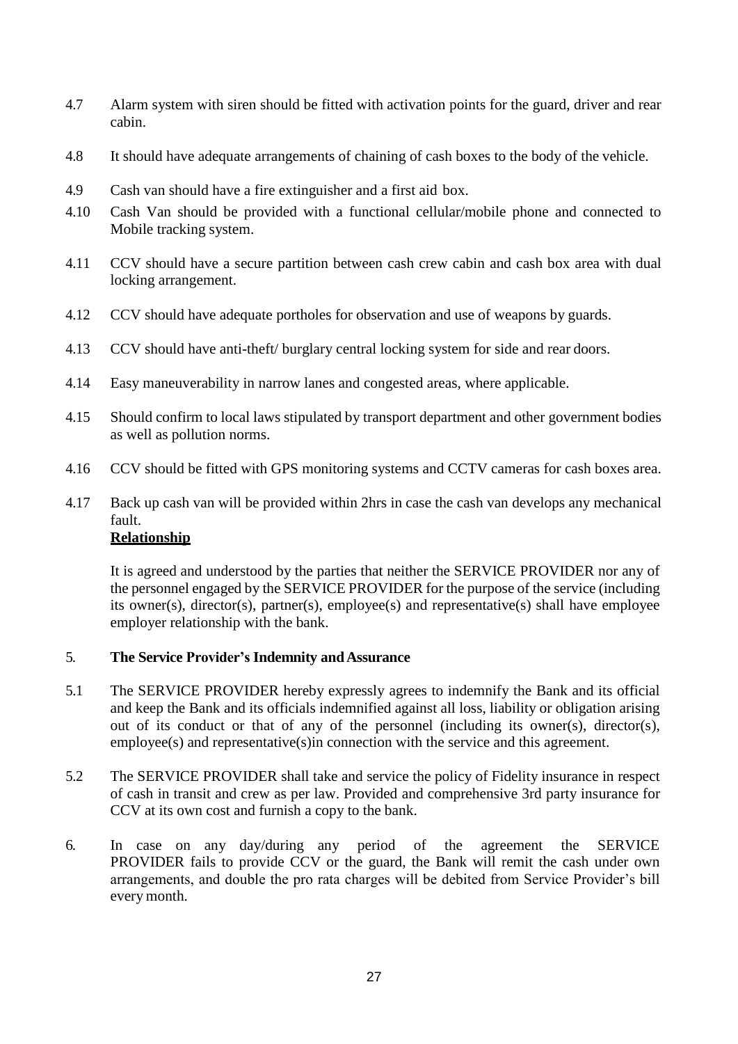4.7 Alarm system with siren should be fitted with activation points for the guard, driver and rear cabin.

4.8 It should have adequate arrangements of chaining of cash boxes to the body of the vehicle.

4.9 Cash van should have a fire extinguisher and a first aid box.

4.10 Cash Van should be provided with a functional cellular/mobile phone and connected to Mobile tracking system.

4.11 CCV should have a secure partition between cash crew cabin and cash box area with dual locking arrangement.

4.12 CCV should have adequate portholes for observation and use of weapons by guards.

4.13 CCV should have anti-theft/ burglary central locking system for side and rear doors.

4.14 Easy maneuverability in narrow lanes and congested areas, where applicable.

4.15 Should confirm to local laws stipulated by transport department and other government bodies as well as pollution norms.

4.16 CCV should be fitted with GPS monitoring systems and CCTV cameras for cash boxes area.

4.17 Back up cash van will be provided within 2hrs in case the cash van develops any mechanical fault.

**Relationship**

It is agreed and understood by the parties that neither the SERVICE PROVIDER nor any of the personnel engaged by the SERVICE PROVIDER for the purpose of the service (including its owner(s), director(s), partner(s), employee(s) and representative(s) shall have employee employer relationship with the bank.

5. **The Service Provider's Indemnity and Assurance**

5.1 The SERVICE PROVIDER hereby expressly agrees to indemnify the Bank and its official and keep the Bank and its officials indemnified against all loss, liability or obligation arising out of its conduct or that of any of the personnel (including its owner(s), director(s), employee(s) and representative(s)in connection with the service and this agreement.

5.2 The SERVICE PROVIDER shall take and service the policy of Fidelity insurance in respect of cash in transit and crew as per law. Provided and comprehensive 3rd party insurance for CCV at its own cost and furnish a copy to the bank.

6. In case on any day/during any period of the agreement the SERVICE PROVIDER fails to provide CCV or the guard, the Bank will remit the cash under own arrangements, and double the pro rata charges will be debited from Service Provider's bill every month.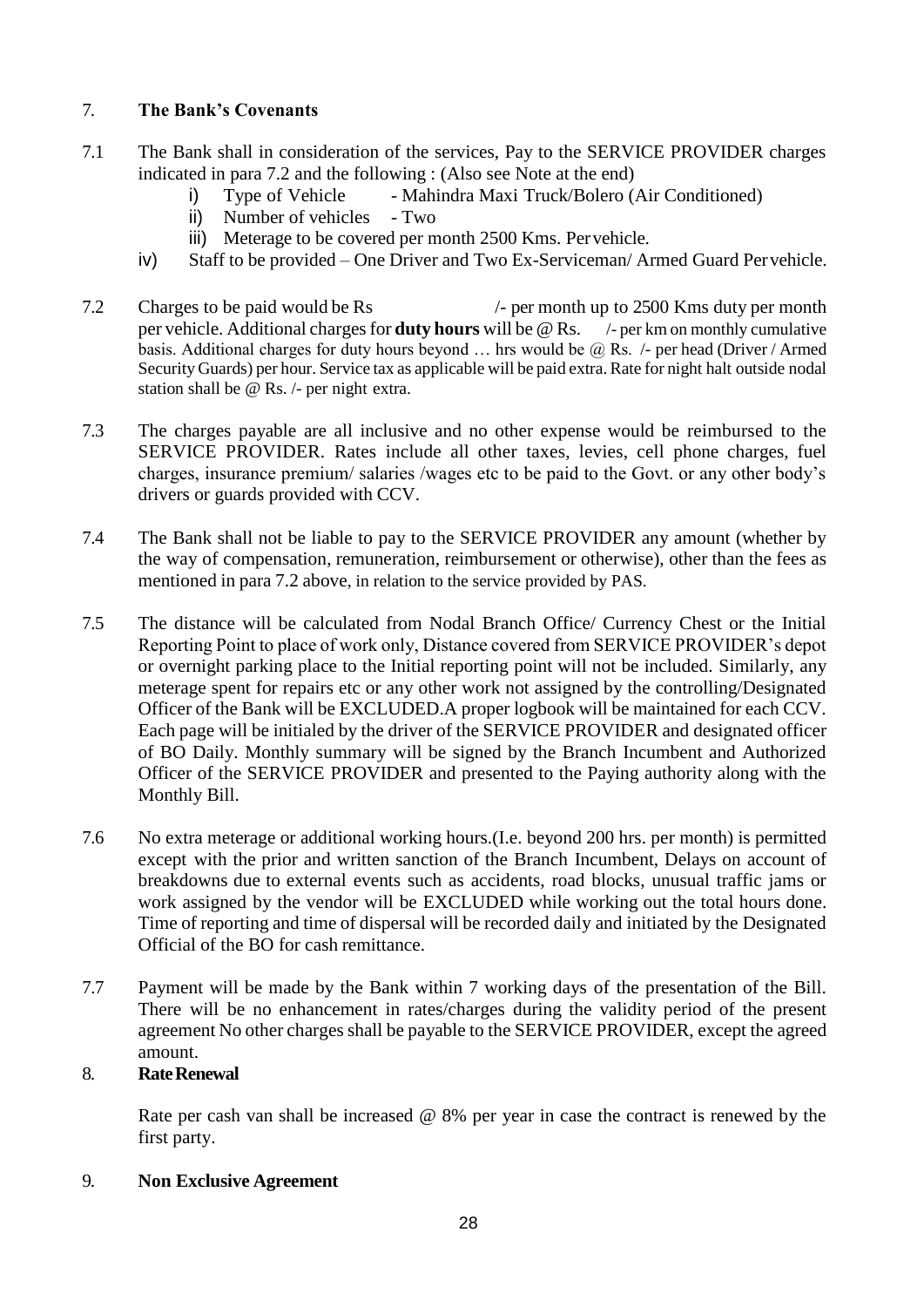## 7. The Bank's Covenants

7.1 The Bank shall in consideration of the services, Pay to the SERVICE PROVIDER charges indicated in para 7.2 and the following : (Also see Note at the end)

i) Type of Vehicle - Mahindra Maxi Truck/Bolero (Air Conditioned)

ii) Number of vehicles - Two

iii) Meterage to be covered per month 2500 Kms. Per vehicle.

iv) Staff to be provided – One Driver and Two Ex-Serviceman/ Armed Guard Per vehicle.

7.2 Charges to be paid would be Rs /- per month up to 2500 Kms duty per month per vehicle. Additional charges for **duty hours** will be @ Rs. /- per km on monthly cumulative basis. Additional charges for duty hours beyond … hrs would be @ Rs. /- per head (Driver / Armed Security Guards) per hour. Service tax as applicable will be paid extra. Rate for night halt outside nodal station shall be @ Rs. /- per night extra.

7.3 The charges payable are all inclusive and no other expense would be reimbursed to the SERVICE PROVIDER. Rates include all other taxes, levies, cell phone charges, fuel charges, insurance premium/ salaries /wages etc to be paid to the Govt. or any other body's drivers or guards provided with CCV.

7.4 The Bank shall not be liable to pay to the SERVICE PROVIDER any amount (whether by the way of compensation, remuneration, reimbursement or otherwise), other than the fees as mentioned in para 7.2 above, in relation to the service provided by PAS.

7.5 The distance will be calculated from Nodal Branch Office/ Currency Chest or the Initial Reporting Point to place of work only, Distance covered from SERVICE PROVIDER's depot or overnight parking place to the Initial reporting point will not be included. Similarly, any meterage spent for repairs etc or any other work not assigned by the controlling/Designated Officer of the Bank will be EXCLUDED.A proper logbook will be maintained for each CCV. Each page will be initialed by the driver of the SERVICE PROVIDER and designated officer of BO Daily. Monthly summary will be signed by the Branch Incumbent and Authorized Officer of the SERVICE PROVIDER and presented to the Paying authority along with the Monthly Bill.

7.6 No extra meterage or additional working hours.(I.e. beyond 200 hrs. per month) is permitted except with the prior and written sanction of the Branch Incumbent, Delays on account of breakdowns due to external events such as accidents, road blocks, unusual traffic jams or work assigned by the vendor will be EXCLUDED while working out the total hours done. Time of reporting and time of dispersal will be recorded daily and initiated by the Designated Official of the BO for cash remittance.

7.7 Payment will be made by the Bank within 7 working days of the presentation of the Bill. There will be no enhancement in rates/charges during the validity period of the present agreement No other charges shall be payable to the SERVICE PROVIDER, except the agreed amount.

## 8. Rate Renewal

Rate per cash van shall be increased @ 8% per year in case the contract is renewed by the first party.

## 9. Non Exclusive Agreement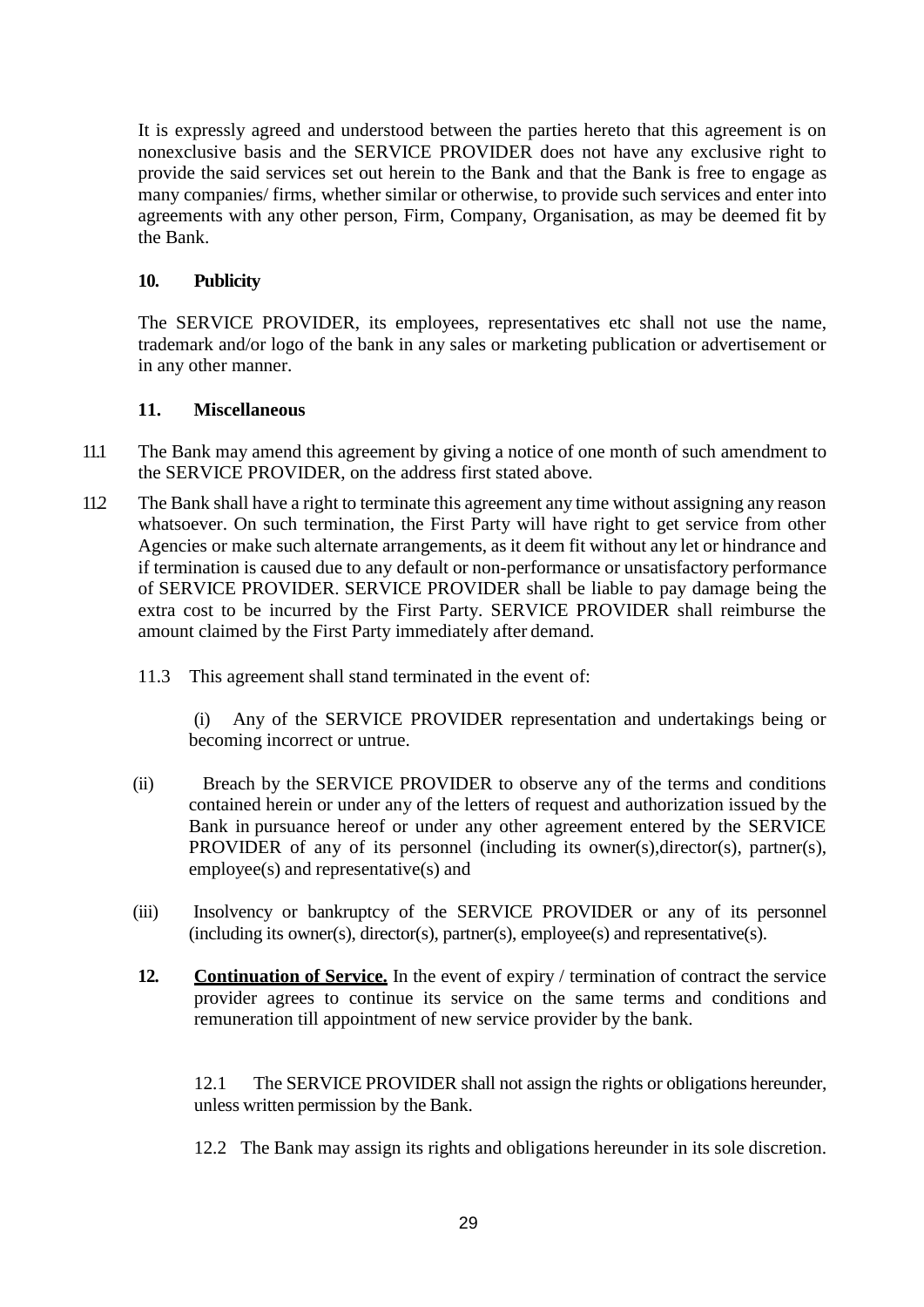It is expressly agreed and understood between the parties hereto that this agreement is on nonexclusive basis and the SERVICE PROVIDER does not have any exclusive right to provide the said services set out herein to the Bank and that the Bank is free to engage as many companies/ firms, whether similar or otherwise, to provide such services and enter into agreements with any other person, Firm, Company, Organisation, as may be deemed fit by the Bank.

**10. Publicity**

The SERVICE PROVIDER, its employees, representatives etc shall not use the name, trademark and/or logo of the bank in any sales or marketing publication or advertisement or in any other manner.

**11. Miscellaneous**

11.1 The Bank may amend this agreement by giving a notice of one month of such amendment to the SERVICE PROVIDER, on the address first stated above.

11.2 The Bank shall have a right to terminate this agreement any time without assigning any reason whatsoever. On such termination, the First Party will have right to get service from other Agencies or make such alternate arrangements, as it deem fit without any let or hindrance and if termination is caused due to any default or non-performance or unsatisfactory performance of SERVICE PROVIDER. SERVICE PROVIDER shall be liable to pay damage being the extra cost to be incurred by the First Party. SERVICE PROVIDER shall reimburse the amount claimed by the First Party immediately after demand.

11.3 This agreement shall stand terminated in the event of:

(i) Any of the SERVICE PROVIDER representation and undertakings being or becoming incorrect or untrue.

(ii) Breach by the SERVICE PROVIDER to observe any of the terms and conditions contained herein or under any of the letters of request and authorization issued by the Bank in pursuance hereof or under any other agreement entered by the SERVICE PROVIDER of any of its personnel (including its owner(s),director(s), partner(s), employee(s) and representative(s) and

(iii) Insolvency or bankruptcy of the SERVICE PROVIDER or any of its personnel (including its owner(s), director(s), partner(s), employee(s) and representative(s).

**12. <u>Continuation of Service.</u>** In the event of expiry / termination of contract the service provider agrees to continue its service on the same terms and conditions and remuneration till appointment of new service provider by the bank.

12.1 The SERVICE PROVIDER shall not assign the rights or obligations hereunder, unless written permission by the Bank.

12.2 The Bank may assign its rights and obligations hereunder in its sole discretion.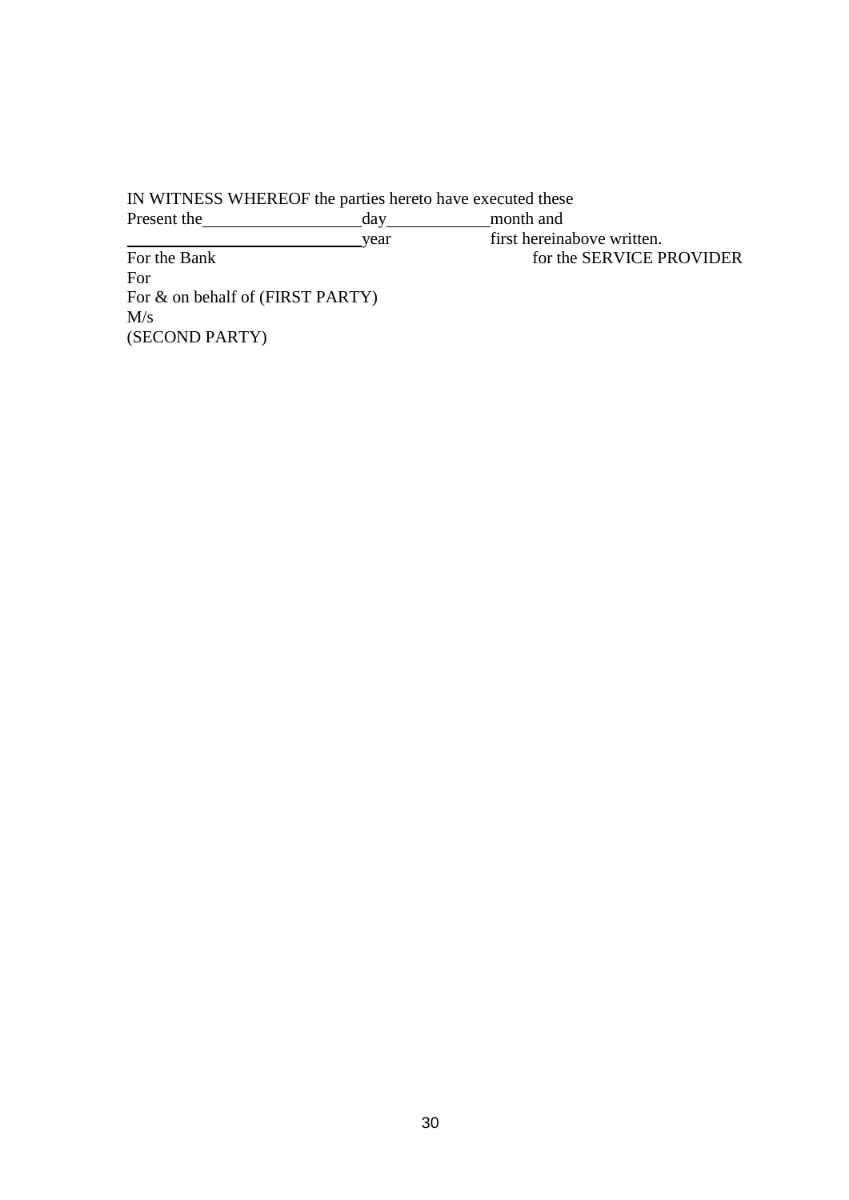IN WITNESS WHEREOF the parties hereto have executed these
Present the\_\_\_\_\_\_\_\_\_\_\_\_\_\_\_\_\_\_day\_\_\_\_\_\_\_\_\_\_\_\_month and
\_\_\_\_\_\_\_\_\_\_\_\_\_\_\_\_\_\_\_\_\_\_\_\_\_\_\_year first hereinabove written.

For the Bank for the SERVICE PROVIDER

For

For & on behalf of (FIRST PARTY)

M/s

(SECOND PARTY)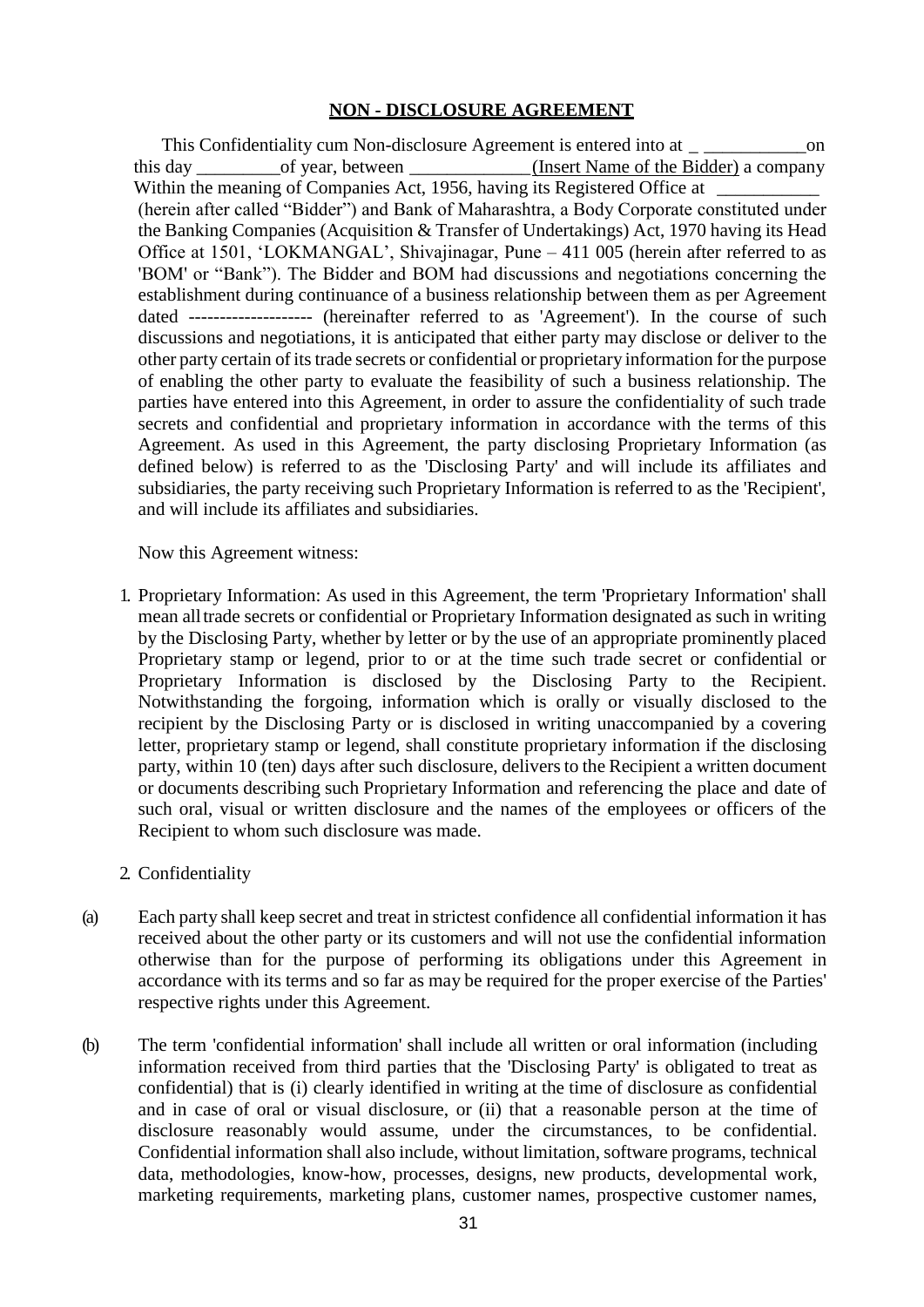## NON - DISCLOSURE AGREEMENT

This Confidentiality cum Non-disclosure Agreement is entered into at _ ___________on this day _________of year, between _____________(Insert Name of the Bidder) a company Within the meaning of Companies Act, 1956, having its Registered Office at ___________ (herein after called "Bidder") and Bank of Maharashtra, a Body Corporate constituted under the Banking Companies (Acquisition & Transfer of Undertakings) Act, 1970 having its Head Office at 1501, 'LOKMANGAL', Shivajinagar, Pune – 411 005 (herein after referred to as 'BOM' or "Bank"). The Bidder and BOM had discussions and negotiations concerning the establishment during continuance of a business relationship between them as per Agreement dated ------------------- (hereinafter referred to as 'Agreement'). In the course of such discussions and negotiations, it is anticipated that either party may disclose or deliver to the other party certain of its trade secrets or confidential or proprietary information for the purpose of enabling the other party to evaluate the feasibility of such a business relationship. The parties have entered into this Agreement, in order to assure the confidentiality of such trade secrets and confidential and proprietary information in accordance with the terms of this Agreement. As used in this Agreement, the party disclosing Proprietary Information (as defined below) is referred to as the 'Disclosing Party' and will include its affiliates and subsidiaries, the party receiving such Proprietary Information is referred to as the 'Recipient', and will include its affiliates and subsidiaries.

Now this Agreement witness:

1. Proprietary Information: As used in this Agreement, the term 'Proprietary Information' shall mean all trade secrets or confidential or Proprietary Information designated as such in writing by the Disclosing Party, whether by letter or by the use of an appropriate prominently placed Proprietary stamp or legend, prior to or at the time such trade secret or confidential or Proprietary Information is disclosed by the Disclosing Party to the Recipient. Notwithstanding the forgoing, information which is orally or visually disclosed to the recipient by the Disclosing Party or is disclosed in writing unaccompanied by a covering letter, proprietary stamp or legend, shall constitute proprietary information if the disclosing party, within 10 (ten) days after such disclosure, delivers to the Recipient a written document or documents describing such Proprietary Information and referencing the place and date of such oral, visual or written disclosure and the names of the employees or officers of the Recipient to whom such disclosure was made.

2. Confidentiality

(a) Each party shall keep secret and treat in strictest confidence all confidential information it has received about the other party or its customers and will not use the confidential information otherwise than for the purpose of performing its obligations under this Agreement in accordance with its terms and so far as may be required for the proper exercise of the Parties' respective rights under this Agreement.

(b) The term 'confidential information' shall include all written or oral information (including information received from third parties that the 'Disclosing Party' is obligated to treat as confidential) that is (i) clearly identified in writing at the time of disclosure as confidential and in case of oral or visual disclosure, or (ii) that a reasonable person at the time of disclosure reasonably would assume, under the circumstances, to be confidential. Confidential information shall also include, without limitation, software programs, technical data, methodologies, know-how, processes, designs, new products, developmental work, marketing requirements, marketing plans, customer names, prospective customer names,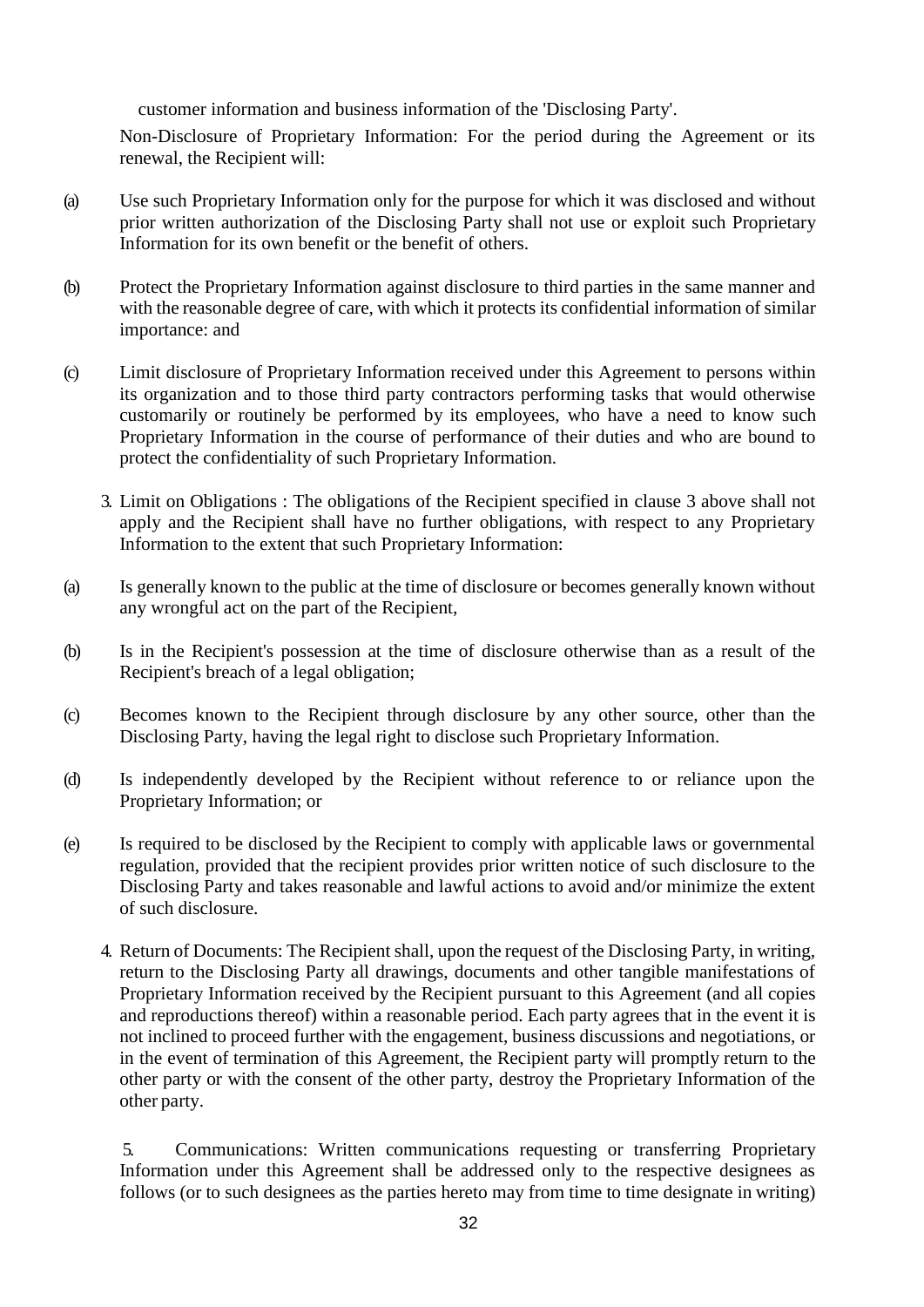customer information and business information of the 'Disclosing Party'.

Non-Disclosure of Proprietary Information: For the period during the Agreement or its renewal, the Recipient will:

(a) Use such Proprietary Information only for the purpose for which it was disclosed and without prior written authorization of the Disclosing Party shall not use or exploit such Proprietary Information for its own benefit or the benefit of others.

(b) Protect the Proprietary Information against disclosure to third parties in the same manner and with the reasonable degree of care, with which it protects its confidential information of similar importance: and

(c) Limit disclosure of Proprietary Information received under this Agreement to persons within its organization and to those third party contractors performing tasks that would otherwise customarily or routinely be performed by its employees, who have a need to know such Proprietary Information in the course of performance of their duties and who are bound to protect the confidentiality of such Proprietary Information.

3. Limit on Obligations : The obligations of the Recipient specified in clause 3 above shall not apply and the Recipient shall have no further obligations, with respect to any Proprietary Information to the extent that such Proprietary Information:

(a) Is generally known to the public at the time of disclosure or becomes generally known without any wrongful act on the part of the Recipient,

(b) Is in the Recipient's possession at the time of disclosure otherwise than as a result of the Recipient's breach of a legal obligation;

(c) Becomes known to the Recipient through disclosure by any other source, other than the Disclosing Party, having the legal right to disclose such Proprietary Information.

(d) Is independently developed by the Recipient without reference to or reliance upon the Proprietary Information; or

(e) Is required to be disclosed by the Recipient to comply with applicable laws or governmental regulation, provided that the recipient provides prior written notice of such disclosure to the Disclosing Party and takes reasonable and lawful actions to avoid and/or minimize the extent of such disclosure.

4. Return of Documents: The Recipient shall, upon the request of the Disclosing Party, in writing, return to the Disclosing Party all drawings, documents and other tangible manifestations of Proprietary Information received by the Recipient pursuant to this Agreement (and all copies and reproductions thereof) within a reasonable period. Each party agrees that in the event it is not inclined to proceed further with the engagement, business discussions and negotiations, or in the event of termination of this Agreement, the Recipient party will promptly return to the other party or with the consent of the other party, destroy the Proprietary Information of the other party.

5. Communications: Written communications requesting or transferring Proprietary Information under this Agreement shall be addressed only to the respective designees as follows (or to such designees as the parties hereto may from time to time designate in writing)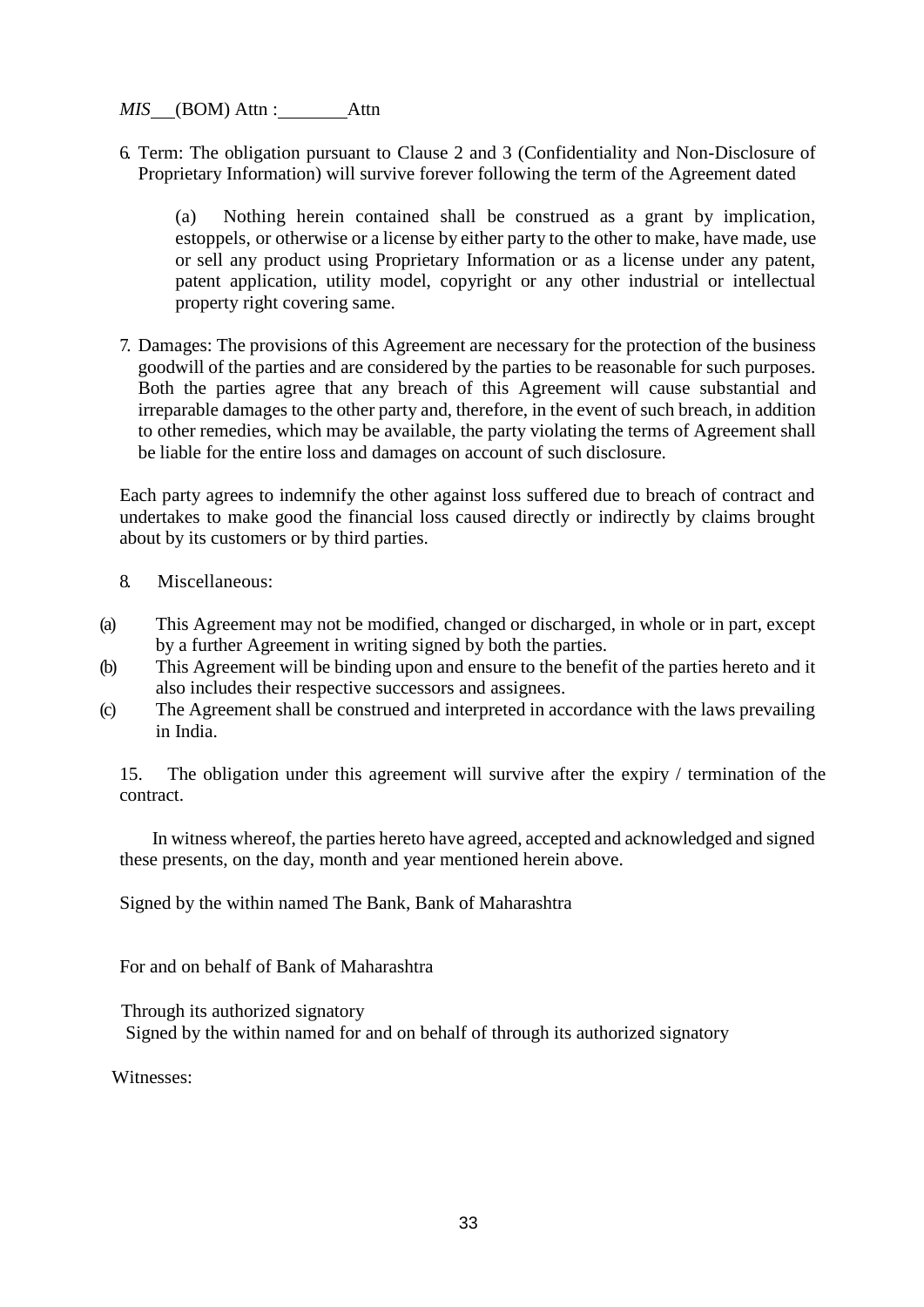*MIS*\_\_\_(BOM) Attn :\_\_\_\_\_\_\_\_Attn

6. Term: The obligation pursuant to Clause 2 and 3 (Confidentiality and Non-Disclosure of Proprietary Information) will survive forever following the term of the Agreement dated

   (a) Nothing herein contained shall be construed as a grant by implication, estoppels, or otherwise or a license by either party to the other to make, have made, use or sell any product using Proprietary Information or as a license under any patent, patent application, utility model, copyright or any other industrial or intellectual property right covering same.

7. Damages: The provisions of this Agreement are necessary for the protection of the business goodwill of the parties and are considered by the parties to be reasonable for such purposes. Both the parties agree that any breach of this Agreement will cause substantial and irreparable damages to the other party and, therefore, in the event of such breach, in addition to other remedies, which may be available, the party violating the terms of Agreement shall be liable for the entire loss and damages on account of such disclosure.

Each party agrees to indemnify the other against loss suffered due to breach of contract and undertakes to make good the financial loss caused directly or indirectly by claims brought about by its customers or by third parties.

8. Miscellaneous:

(a) This Agreement may not be modified, changed or discharged, in whole or in part, except by a further Agreement in writing signed by both the parties.

(b) This Agreement will be binding upon and ensure to the benefit of the parties hereto and it also includes their respective successors and assignees.

(c) The Agreement shall be construed and interpreted in accordance with the laws prevailing in India.

15. The obligation under this agreement will survive after the expiry / termination of the contract.

In witness whereof, the parties hereto have agreed, accepted and acknowledged and signed these presents, on the day, month and year mentioned herein above.

Signed by the within named The Bank, Bank of Maharashtra

For and on behalf of Bank of Maharashtra

Through its authorized signatory

Signed by the within named for and on behalf of through its authorized signatory

Witnesses: